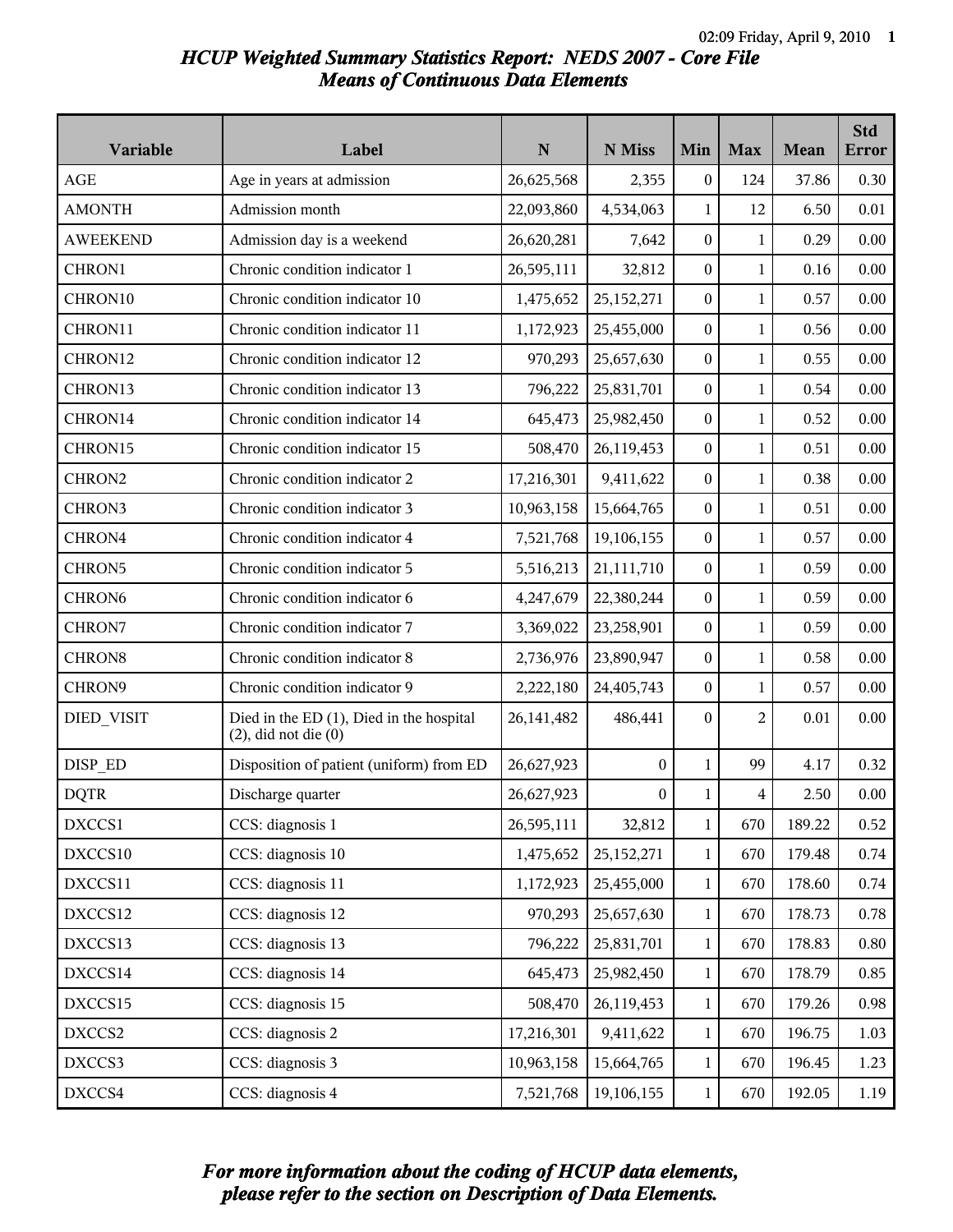# HCUP Weighted Summary Statistics Report: NEDS 2007 - Core File
## Means of Continuous Data Elements

| Variable | Label | N | N Miss | Min | Max | Mean | Std Error |
|---|---|---|---|---|---|---|---|
| AGE | Age in years at admission | 26,625,568 | 2,355 | 0 | 124 | 37.86 | 0.30 |
| AMONTH | Admission month | 22,093,860 | 4,534,063 | 1 | 12 | 6.50 | 0.01 |
| AWEEKEND | Admission day is a weekend | 26,620,281 | 7,642 | 0 | 1 | 0.29 | 0.00 |
| CHRON1 | Chronic condition indicator 1 | 26,595,111 | 32,812 | 0 | 1 | 0.16 | 0.00 |
| CHRON10 | Chronic condition indicator 10 | 1,475,652 | 25,152,271 | 0 | 1 | 0.57 | 0.00 |
| CHRON11 | Chronic condition indicator 11 | 1,172,923 | 25,455,000 | 0 | 1 | 0.56 | 0.00 |
| CHRON12 | Chronic condition indicator 12 | 970,293 | 25,657,630 | 0 | 1 | 0.55 | 0.00 |
| CHRON13 | Chronic condition indicator 13 | 796,222 | 25,831,701 | 0 | 1 | 0.54 | 0.00 |
| CHRON14 | Chronic condition indicator 14 | 645,473 | 25,982,450 | 0 | 1 | 0.52 | 0.00 |
| CHRON15 | Chronic condition indicator 15 | 508,470 | 26,119,453 | 0 | 1 | 0.51 | 0.00 |
| CHRON2 | Chronic condition indicator 2 | 17,216,301 | 9,411,622 | 0 | 1 | 0.38 | 0.00 |
| CHRON3 | Chronic condition indicator 3 | 10,963,158 | 15,664,765 | 0 | 1 | 0.51 | 0.00 |
| CHRON4 | Chronic condition indicator 4 | 7,521,768 | 19,106,155 | 0 | 1 | 0.57 | 0.00 |
| CHRON5 | Chronic condition indicator 5 | 5,516,213 | 21,111,710 | 0 | 1 | 0.59 | 0.00 |
| CHRON6 | Chronic condition indicator 6 | 4,247,679 | 22,380,244 | 0 | 1 | 0.59 | 0.00 |
| CHRON7 | Chronic condition indicator 7 | 3,369,022 | 23,258,901 | 0 | 1 | 0.59 | 0.00 |
| CHRON8 | Chronic condition indicator 8 | 2,736,976 | 23,890,947 | 0 | 1 | 0.58 | 0.00 |
| CHRON9 | Chronic condition indicator 9 | 2,222,180 | 24,405,743 | 0 | 1 | 0.57 | 0.00 |
| DIED_VISIT | Died in the ED (1), Died in the hospital (2), did not die (0) | 26,141,482 | 486,441 | 0 | 2 | 0.01 | 0.00 |
| DISP_ED | Disposition of patient (uniform) from ED | 26,627,923 | 0 | 1 | 99 | 4.17 | 0.32 |
| DQTR | Discharge quarter | 26,627,923 | 0 | 1 | 4 | 2.50 | 0.00 |
| DXCCS1 | CCS: diagnosis 1 | 26,595,111 | 32,812 | 1 | 670 | 189.22 | 0.52 |
| DXCCS10 | CCS: diagnosis 10 | 1,475,652 | 25,152,271 | 1 | 670 | 179.48 | 0.74 |
| DXCCS11 | CCS: diagnosis 11 | 1,172,923 | 25,455,000 | 1 | 670 | 178.60 | 0.74 |
| DXCCS12 | CCS: diagnosis 12 | 970,293 | 25,657,630 | 1 | 670 | 178.73 | 0.78 |
| DXCCS13 | CCS: diagnosis 13 | 796,222 | 25,831,701 | 1 | 670 | 178.83 | 0.80 |
| DXCCS14 | CCS: diagnosis 14 | 645,473 | 25,982,450 | 1 | 670 | 178.79 | 0.85 |
| DXCCS15 | CCS: diagnosis 15 | 508,470 | 26,119,453 | 1 | 670 | 179.26 | 0.98 |
| DXCCS2 | CCS: diagnosis 2 | 17,216,301 | 9,411,622 | 1 | 670 | 196.75 | 1.03 |
| DXCCS3 | CCS: diagnosis 3 | 10,963,158 | 15,664,765 | 1 | 670 | 196.45 | 1.23 |
| DXCCS4 | CCS: diagnosis 4 | 7,521,768 | 19,106,155 | 1 | 670 | 192.05 | 1.19 |

***For more information about the coding of HCUP data elements, please refer to the section on Description of Data Elements.***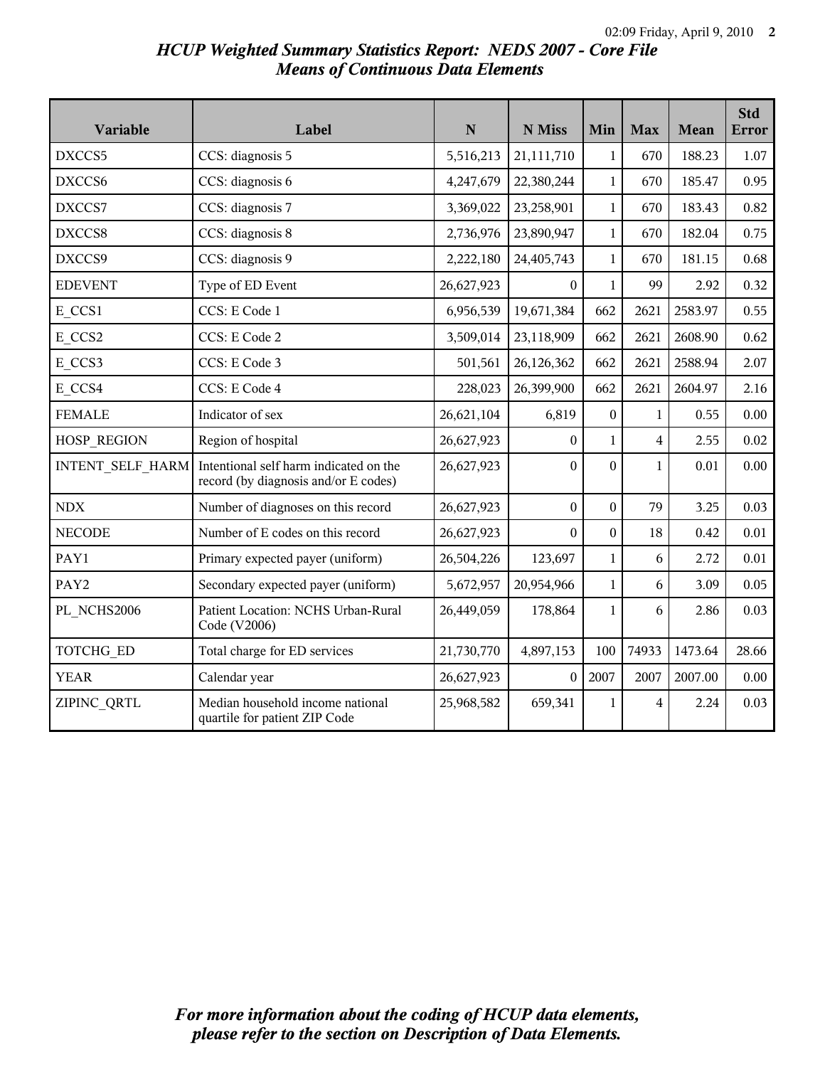# *HCUP Weighted Summary Statistics Report: NEDS 2007 - Core File*
## *Means of Continuous Data Elements*

| Variable | Label | N | N Miss | Min | Max | Mean | Std Error |
|---|---|---|---|---|---|---|---|
| DXCCS5 | CCS: diagnosis 5 | 5,516,213 | 21,111,710 | 1 | 670 | 188.23 | 1.07 |
| DXCCS6 | CCS: diagnosis 6 | 4,247,679 | 22,380,244 | 1 | 670 | 185.47 | 0.95 |
| DXCCS7 | CCS: diagnosis 7 | 3,369,022 | 23,258,901 | 1 | 670 | 183.43 | 0.82 |
| DXCCS8 | CCS: diagnosis 8 | 2,736,976 | 23,890,947 | 1 | 670 | 182.04 | 0.75 |
| DXCCS9 | CCS: diagnosis 9 | 2,222,180 | 24,405,743 | 1 | 670 | 181.15 | 0.68 |
| EDEVENT | Type of ED Event | 26,627,923 | 0 | 1 | 99 | 2.92 | 0.32 |
| E_CCS1 | CCS: E Code 1 | 6,956,539 | 19,671,384 | 662 | 2621 | 2583.97 | 0.55 |
| E_CCS2 | CCS: E Code 2 | 3,509,014 | 23,118,909 | 662 | 2621 | 2608.90 | 0.62 |
| E_CCS3 | CCS: E Code 3 | 501,561 | 26,126,362 | 662 | 2621 | 2588.94 | 2.07 |
| E_CCS4 | CCS: E Code 4 | 228,023 | 26,399,900 | 662 | 2621 | 2604.97 | 2.16 |
| FEMALE | Indicator of sex | 26,621,104 | 6,819 | 0 | 1 | 0.55 | 0.00 |
| HOSP_REGION | Region of hospital | 26,627,923 | 0 | 1 | 4 | 2.55 | 0.02 |
| INTENT_SELF_HARM | Intentional self harm indicated on the record (by diagnosis and/or E codes) | 26,627,923 | 0 | 0 | 1 | 0.01 | 0.00 |
| NDX | Number of diagnoses on this record | 26,627,923 | 0 | 0 | 79 | 3.25 | 0.03 |
| NECODE | Number of E codes on this record | 26,627,923 | 0 | 0 | 18 | 0.42 | 0.01 |
| PAY1 | Primary expected payer (uniform) | 26,504,226 | 123,697 | 1 | 6 | 2.72 | 0.01 |
| PAY2 | Secondary expected payer (uniform) | 5,672,957 | 20,954,966 | 1 | 6 | 3.09 | 0.05 |
| PL_NCHS2006 | Patient Location: NCHS Urban-Rural Code (V2006) | 26,449,059 | 178,864 | 1 | 6 | 2.86 | 0.03 |
| TOTCHG_ED | Total charge for ED services | 21,730,770 | 4,897,153 | 100 | 74933 | 1473.64 | 28.66 |
| YEAR | Calendar year | 26,627,923 | 0 | 2007 | 2007 | 2007.00 | 0.00 |
| ZIPINC_QRTL | Median household income national quartile for patient ZIP Code | 25,968,582 | 659,341 | 1 | 4 | 2.24 | 0.03 |

***For more information about the coding of HCUP data elements, please refer to the section on Description of Data Elements.***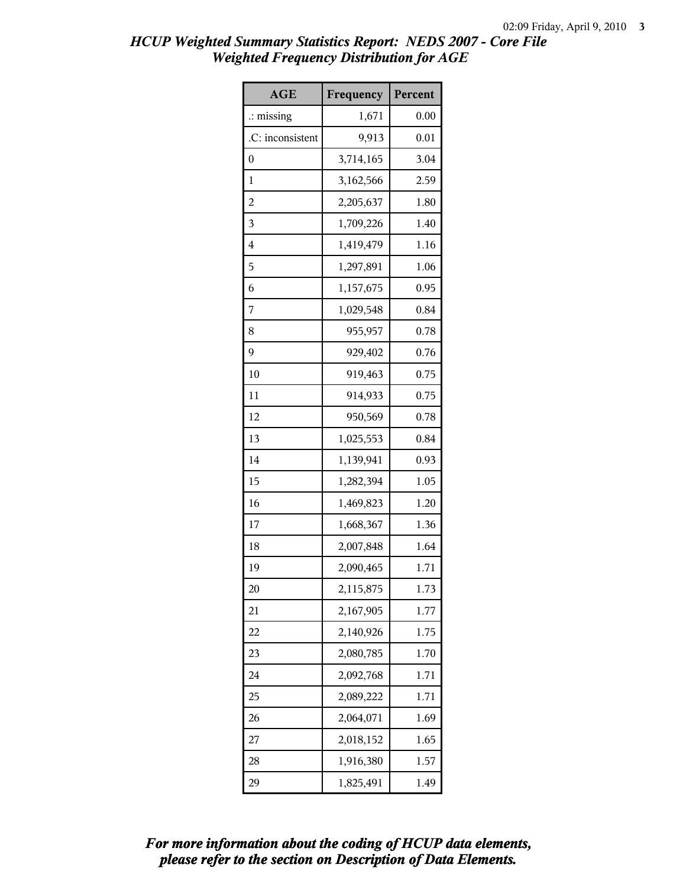# HCUP Weighted Summary Statistics Report: NEDS 2007 - Core File
## Weighted Frequency Distribution for AGE

| AGE | Frequency | Percent |
|---|---|---|
| .: missing | 1,671 | 0.00 |
| .C: inconsistent | 9,913 | 0.01 |
| 0 | 3,714,165 | 3.04 |
| 1 | 3,162,566 | 2.59 |
| 2 | 2,205,637 | 1.80 |
| 3 | 1,709,226 | 1.40 |
| 4 | 1,419,479 | 1.16 |
| 5 | 1,297,891 | 1.06 |
| 6 | 1,157,675 | 0.95 |
| 7 | 1,029,548 | 0.84 |
| 8 | 955,957 | 0.78 |
| 9 | 929,402 | 0.76 |
| 10 | 919,463 | 0.75 |
| 11 | 914,933 | 0.75 |
| 12 | 950,569 | 0.78 |
| 13 | 1,025,553 | 0.84 |
| 14 | 1,139,941 | 0.93 |
| 15 | 1,282,394 | 1.05 |
| 16 | 1,469,823 | 1.20 |
| 17 | 1,668,367 | 1.36 |
| 18 | 2,007,848 | 1.64 |
| 19 | 2,090,465 | 1.71 |
| 20 | 2,115,875 | 1.73 |
| 21 | 2,167,905 | 1.77 |
| 22 | 2,140,926 | 1.75 |
| 23 | 2,080,785 | 1.70 |
| 24 | 2,092,768 | 1.71 |
| 25 | 2,089,222 | 1.71 |
| 26 | 2,064,071 | 1.69 |
| 27 | 2,018,152 | 1.65 |
| 28 | 1,916,380 | 1.57 |
| 29 | 1,825,491 | 1.49 |

***For more information about the coding of HCUP data elements, please refer to the section on Description of Data Elements.***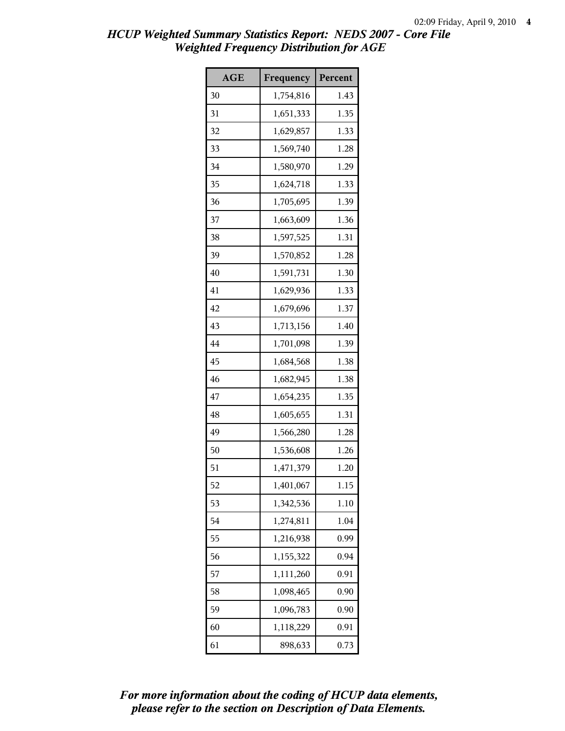# *HCUP Weighted Summary Statistics Report: NEDS 2007 - Core File*
## *Weighted Frequency Distribution for AGE*

| AGE | Frequency | Percent |
|---|---|---|
| 30 | 1,754,816 | 1.43 |
| 31 | 1,651,333 | 1.35 |
| 32 | 1,629,857 | 1.33 |
| 33 | 1,569,740 | 1.28 |
| 34 | 1,580,970 | 1.29 |
| 35 | 1,624,718 | 1.33 |
| 36 | 1,705,695 | 1.39 |
| 37 | 1,663,609 | 1.36 |
| 38 | 1,597,525 | 1.31 |
| 39 | 1,570,852 | 1.28 |
| 40 | 1,591,731 | 1.30 |
| 41 | 1,629,936 | 1.33 |
| 42 | 1,679,696 | 1.37 |
| 43 | 1,713,156 | 1.40 |
| 44 | 1,701,098 | 1.39 |
| 45 | 1,684,568 | 1.38 |
| 46 | 1,682,945 | 1.38 |
| 47 | 1,654,235 | 1.35 |
| 48 | 1,605,655 | 1.31 |
| 49 | 1,566,280 | 1.28 |
| 50 | 1,536,608 | 1.26 |
| 51 | 1,471,379 | 1.20 |
| 52 | 1,401,067 | 1.15 |
| 53 | 1,342,536 | 1.10 |
| 54 | 1,274,811 | 1.04 |
| 55 | 1,216,938 | 0.99 |
| 56 | 1,155,322 | 0.94 |
| 57 | 1,111,260 | 0.91 |
| 58 | 1,098,465 | 0.90 |
| 59 | 1,096,783 | 0.90 |
| 60 | 1,118,229 | 0.91 |
| 61 | 898,633 | 0.73 |

*For more information about the coding of HCUP data elements, please refer to the section on Description of Data Elements.*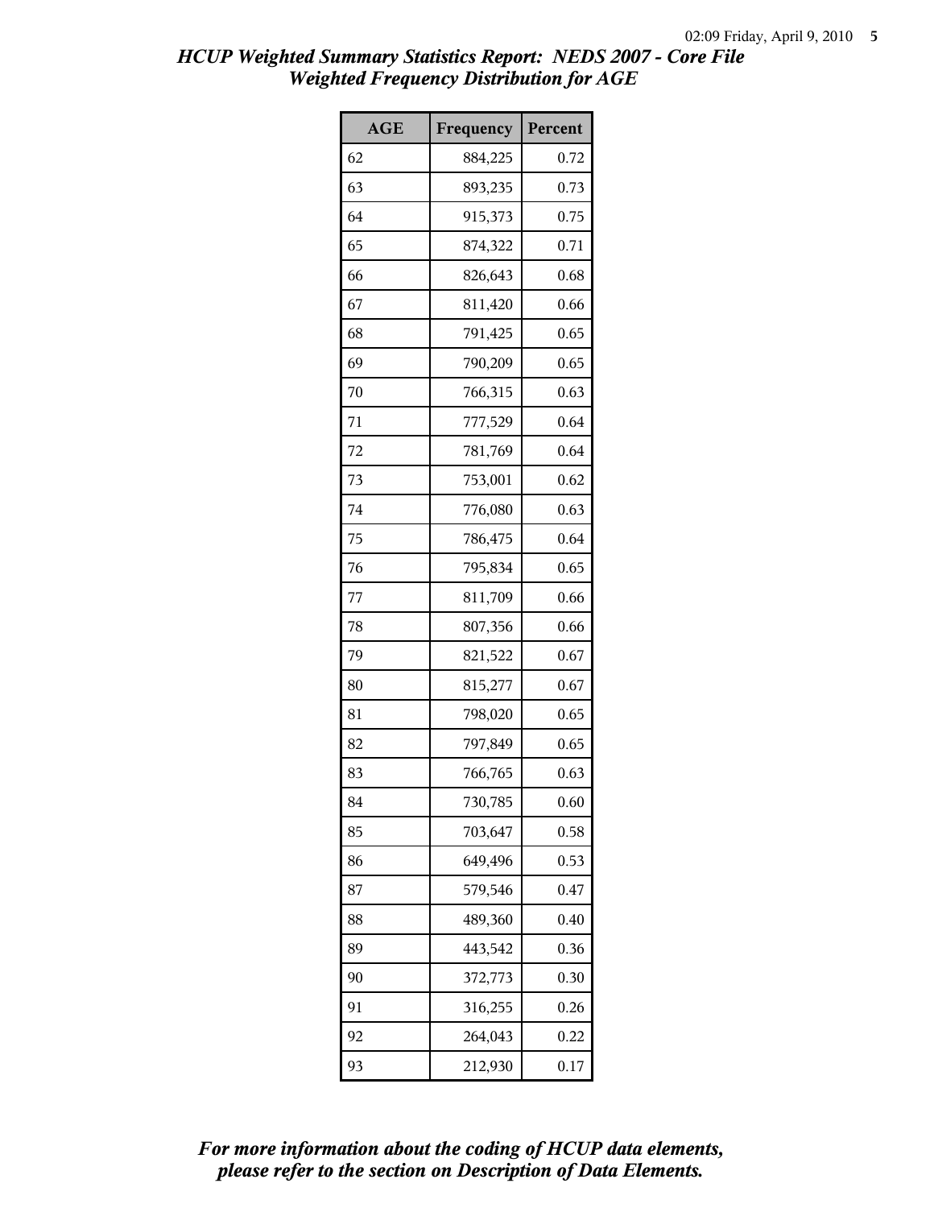## *HCUP Weighted Summary Statistics Report: NEDS 2007 - Core File*
## *Weighted Frequency Distribution for AGE*

| AGE | Frequency | Percent |
|---|---|---|
| 62 | 884,225 | 0.72 |
| 63 | 893,235 | 0.73 |
| 64 | 915,373 | 0.75 |
| 65 | 874,322 | 0.71 |
| 66 | 826,643 | 0.68 |
| 67 | 811,420 | 0.66 |
| 68 | 791,425 | 0.65 |
| 69 | 790,209 | 0.65 |
| 70 | 766,315 | 0.63 |
| 71 | 777,529 | 0.64 |
| 72 | 781,769 | 0.64 |
| 73 | 753,001 | 0.62 |
| 74 | 776,080 | 0.63 |
| 75 | 786,475 | 0.64 |
| 76 | 795,834 | 0.65 |
| 77 | 811,709 | 0.66 |
| 78 | 807,356 | 0.66 |
| 79 | 821,522 | 0.67 |
| 80 | 815,277 | 0.67 |
| 81 | 798,020 | 0.65 |
| 82 | 797,849 | 0.65 |
| 83 | 766,765 | 0.63 |
| 84 | 730,785 | 0.60 |
| 85 | 703,647 | 0.58 |
| 86 | 649,496 | 0.53 |
| 87 | 579,546 | 0.47 |
| 88 | 489,360 | 0.40 |
| 89 | 443,542 | 0.36 |
| 90 | 372,773 | 0.30 |
| 91 | 316,255 | 0.26 |
| 92 | 264,043 | 0.22 |
| 93 | 212,930 | 0.17 |

***For more information about the coding of HCUP data elements, please refer to the section on Description of Data Elements.***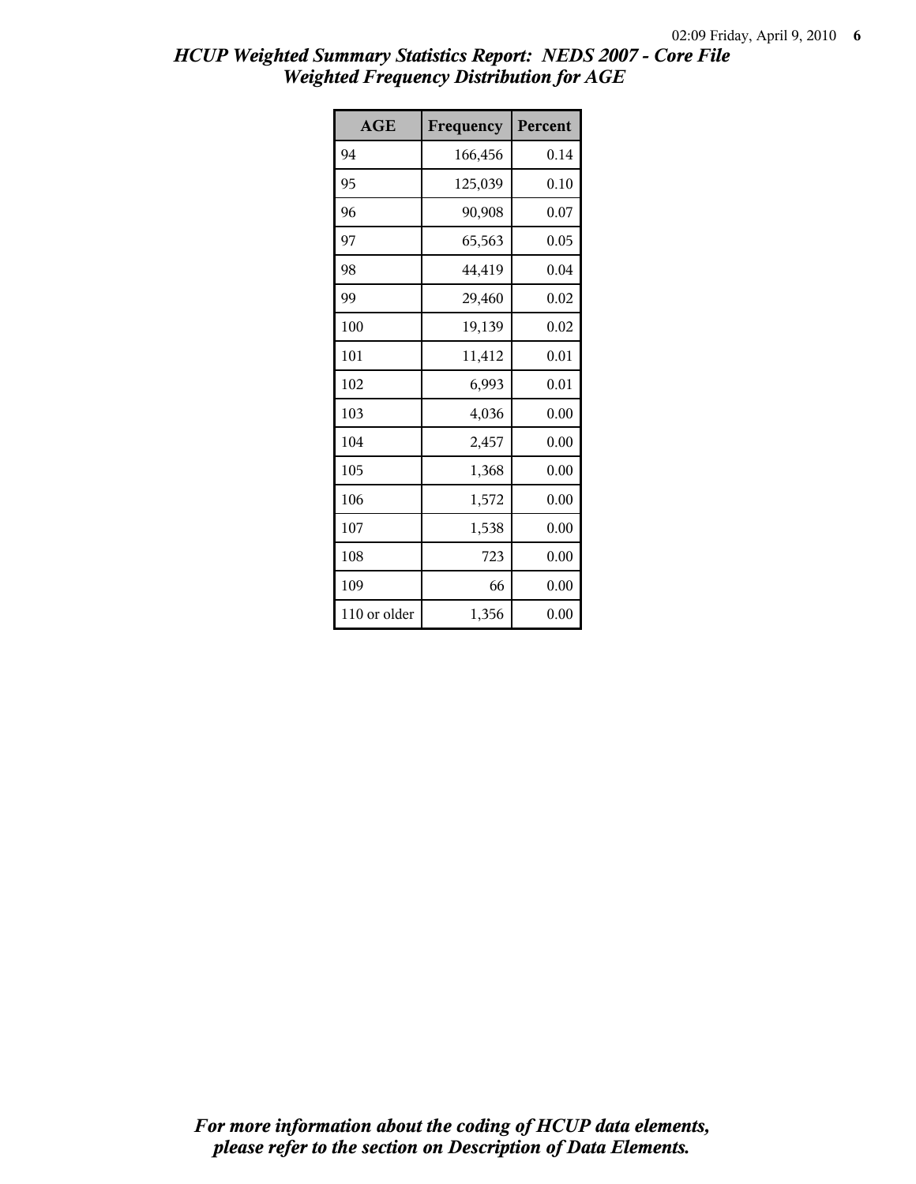*HCUP Weighted Summary Statistics Report: NEDS 2007 - Core File*
*Weighted Frequency Distribution for AGE*

| AGE | Frequency | Percent |
|---|---|---|
| 94 | 166,456 | 0.14 |
| 95 | 125,039 | 0.10 |
| 96 | 90,908 | 0.07 |
| 97 | 65,563 | 0.05 |
| 98 | 44,419 | 0.04 |
| 99 | 29,460 | 0.02 |
| 100 | 19,139 | 0.02 |
| 101 | 11,412 | 0.01 |
| 102 | 6,993 | 0.01 |
| 103 | 4,036 | 0.00 |
| 104 | 2,457 | 0.00 |
| 105 | 1,368 | 0.00 |
| 106 | 1,572 | 0.00 |
| 107 | 1,538 | 0.00 |
| 108 | 723 | 0.00 |
| 109 | 66 | 0.00 |
| 110 or older | 1,356 | 0.00 |

*For more information about the coding of HCUP data elements, please refer to the section on Description of Data Elements.*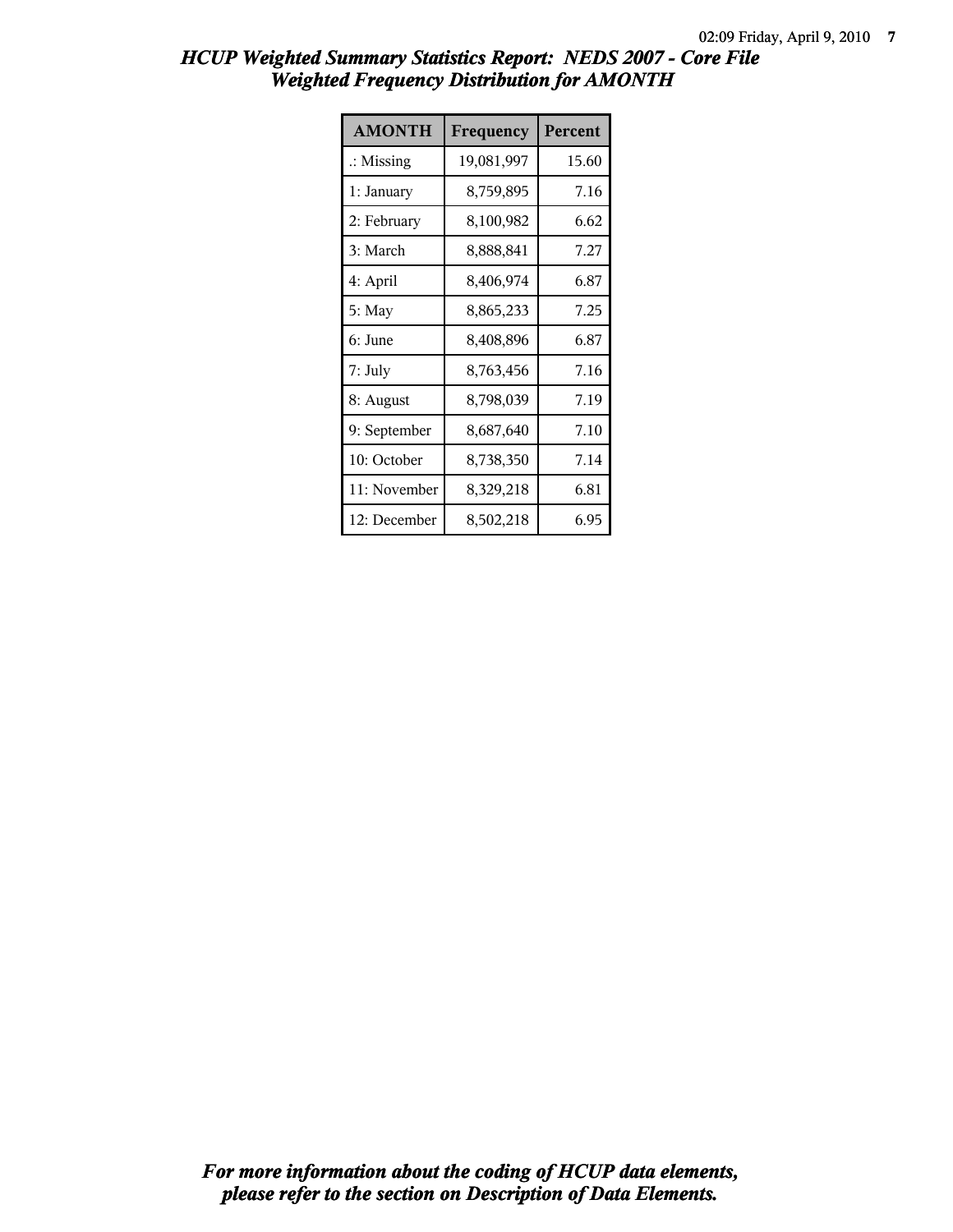# HCUP Weighted Summary Statistics Report: NEDS 2007 - Core File
## Weighted Frequency Distribution for AMONTH

| AMONTH | Frequency | Percent |
|---|---|---|
| .: Missing | 19,081,997 | 15.60 |
| 1: January | 8,759,895 | 7.16 |
| 2: February | 8,100,982 | 6.62 |
| 3: March | 8,888,841 | 7.27 |
| 4: April | 8,406,974 | 6.87 |
| 5: May | 8,865,233 | 7.25 |
| 6: June | 8,408,896 | 6.87 |
| 7: July | 8,763,456 | 7.16 |
| 8: August | 8,798,039 | 7.19 |
| 9: September | 8,687,640 | 7.10 |
| 10: October | 8,738,350 | 7.14 |
| 11: November | 8,329,218 | 6.81 |
| 12: December | 8,502,218 | 6.95 |

***For more information about the coding of HCUP data elements, please refer to the section on Description of Data Elements.***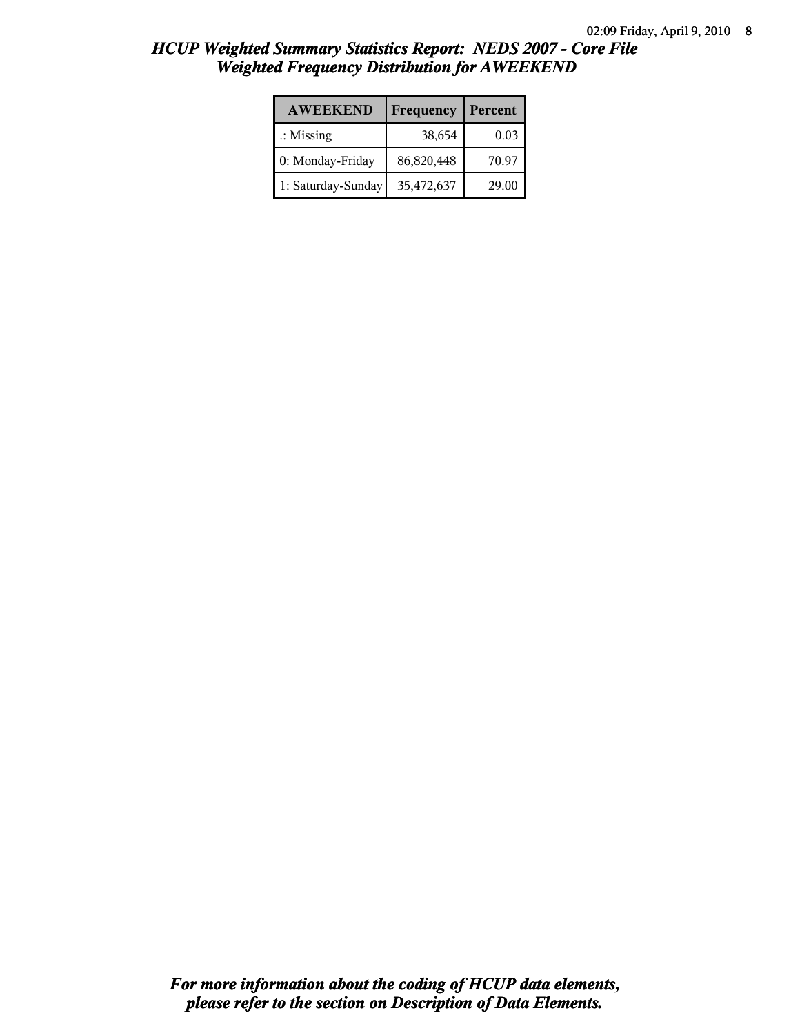# HCUP Weighted Summary Statistics Report: NEDS 2007 - Core File
## Weighted Frequency Distribution for AWEEKEND

| AWEEKEND | Frequency | Percent |
| --- | --- | --- |
| .: Missing | 38,654 | 0.03 |
| 0: Monday-Friday | 86,820,448 | 70.97 |
| 1: Saturday-Sunday | 35,472,637 | 29.00 |

***For more information about the coding of HCUP data elements, please refer to the section on Description of Data Elements.***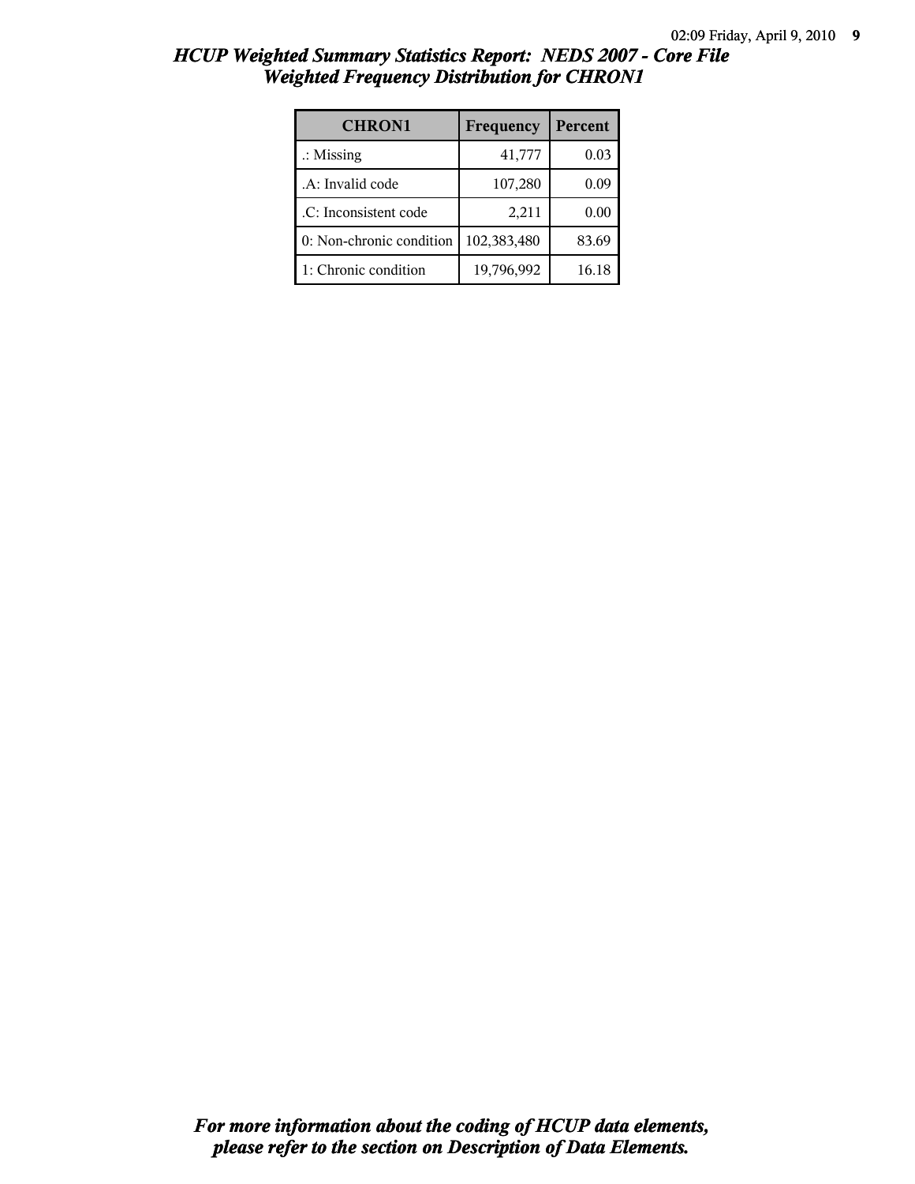# HCUP Weighted Summary Statistics Report: NEDS 2007 - Core File
## Weighted Frequency Distribution for CHRON1

| CHRON1 | Frequency | Percent |
|---|---|---|
| .: Missing | 41,777 | 0.03 |
| .A: Invalid code | 107,280 | 0.09 |
| .C: Inconsistent code | 2,211 | 0.00 |
| 0: Non-chronic condition | 102,383,480 | 83.69 |
| 1: Chronic condition | 19,796,992 | 16.18 |

***For more information about the coding of HCUP data elements, please refer to the section on Description of Data Elements.***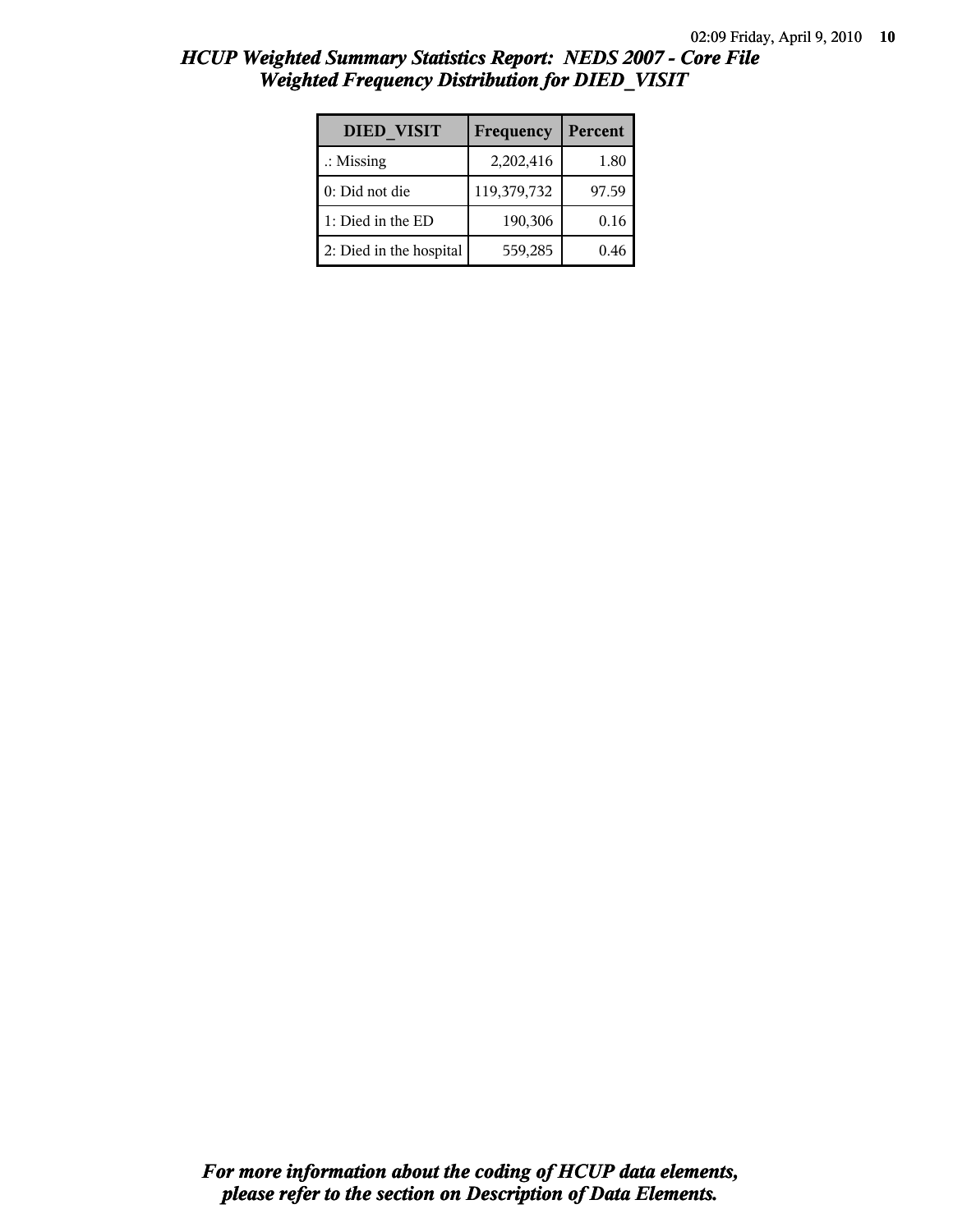# *HCUP Weighted Summary Statistics Report: NEDS 2007 - Core File*
## *Weighted Frequency Distribution for DIED_VISIT*

| DIED_VISIT | Frequency | Percent |
|---|---|---|
| .: Missing | 2,202,416 | 1.80 |
| 0: Did not die | 119,379,732 | 97.59 |
| 1: Died in the ED | 190,306 | 0.16 |
| 2: Died in the hospital | 559,285 | 0.46 |

***For more information about the coding of HCUP data elements, please refer to the section on Description of Data Elements.***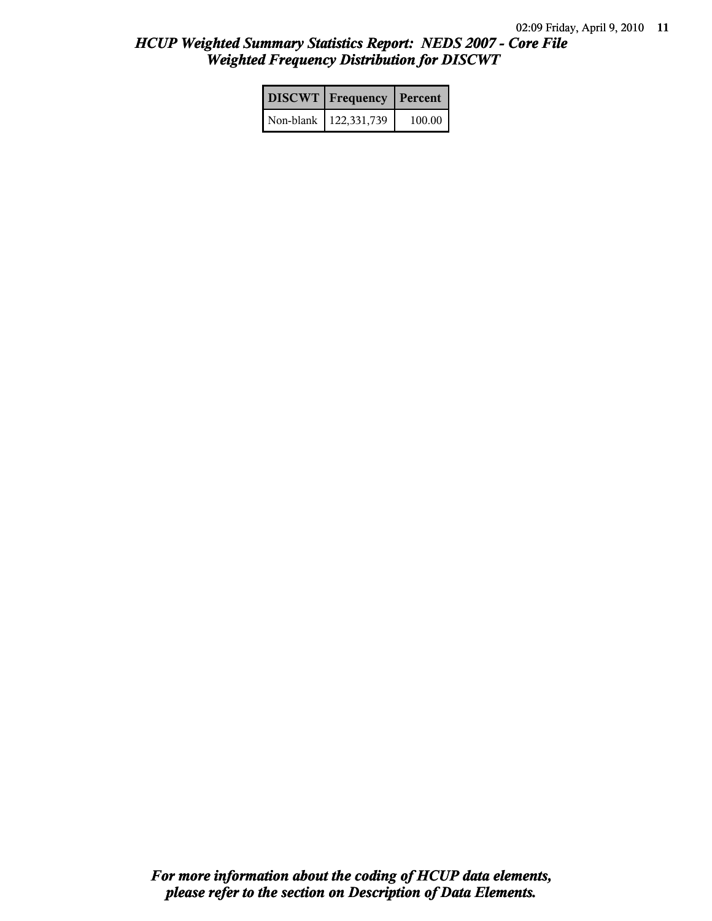# HCUP Weighted Summary Statistics Report: NEDS 2007 - Core File
## Weighted Frequency Distribution for DISCWT

| DISCWT | Frequency | Percent |
|---|---|---|
| Non-blank | 122,331,739 | 100.00 |

***For more information about the coding of HCUP data elements, please refer to the section on Description of Data Elements.***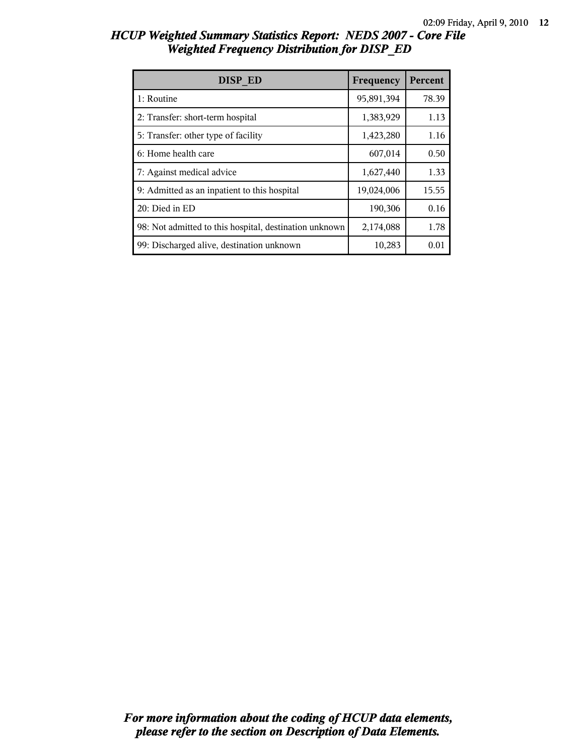# HCUP Weighted Summary Statistics Report: NEDS 2007 - Core File
## Weighted Frequency Distribution for DISP_ED

| DISP_ED | Frequency | Percent |
|---|---|---|
| 1: Routine | 95,891,394 | 78.39 |
| 2: Transfer: short-term hospital | 1,383,929 | 1.13 |
| 5: Transfer: other type of facility | 1,423,280 | 1.16 |
| 6: Home health care | 607,014 | 0.50 |
| 7: Against medical advice | 1,627,440 | 1.33 |
| 9: Admitted as an inpatient to this hospital | 19,024,006 | 15.55 |
| 20: Died in ED | 190,306 | 0.16 |
| 98: Not admitted to this hospital, destination unknown | 2,174,088 | 1.78 |
| 99: Discharged alive, destination unknown | 10,283 | 0.01 |

*For more information about the coding of HCUP data elements, please refer to the section on Description of Data Elements.*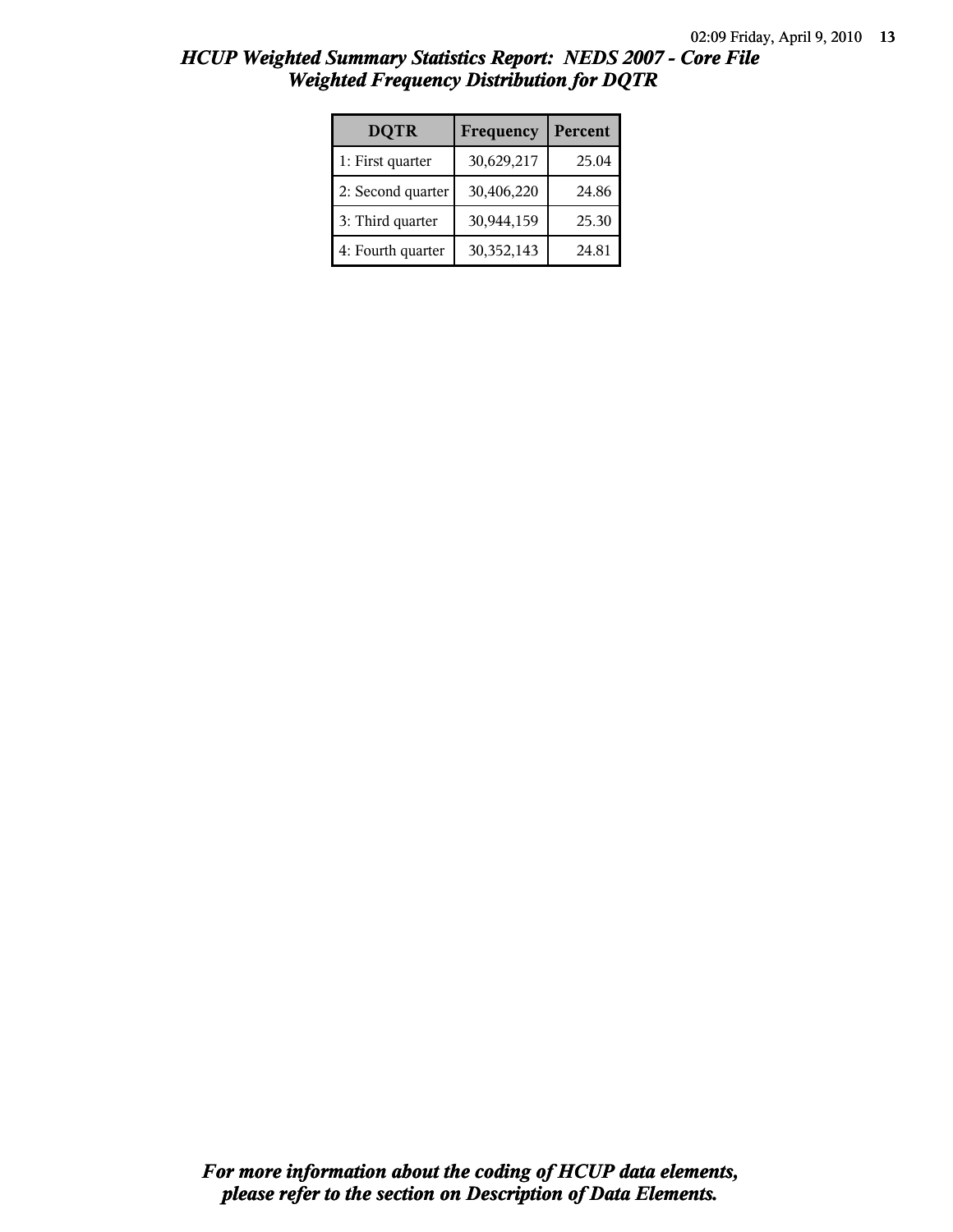# HCUP Weighted Summary Statistics Report: NEDS 2007 - Core File
## Weighted Frequency Distribution for DQTR

| DQTR | Frequency | Percent |
| --- | --- | --- |
| 1: First quarter | 30,629,217 | 25.04 |
| 2: Second quarter | 30,406,220 | 24.86 |
| 3: Third quarter | 30,944,159 | 25.30 |
| 4: Fourth quarter | 30,352,143 | 24.81 |

***For more information about the coding of HCUP data elements, please refer to the section on Description of Data Elements.***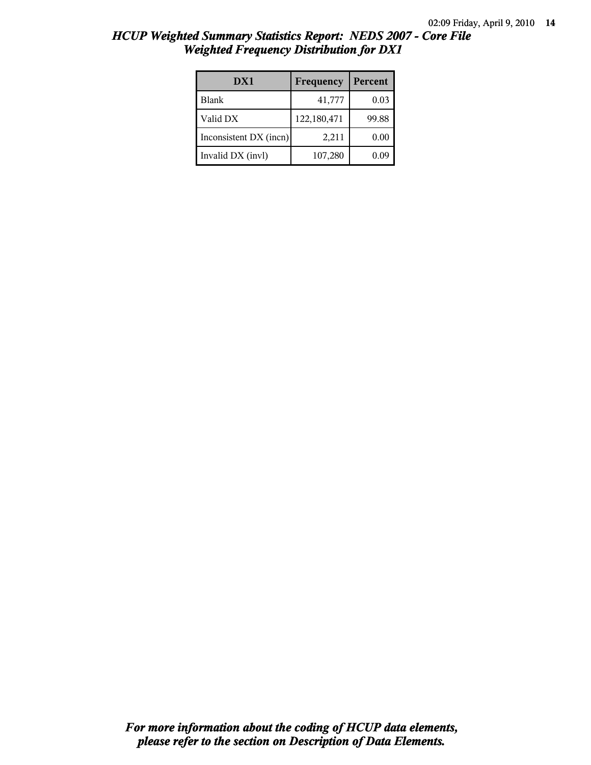# HCUP Weighted Summary Statistics Report: NEDS 2007 - Core File

## Weighted Frequency Distribution for DX1

| DX1 | Frequency | Percent |
|---|---|---|
| Blank | 41,777 | 0.03 |
| Valid DX | 122,180,471 | 99.88 |
| Inconsistent DX (incn) | 2,211 | 0.00 |
| Invalid DX (invl) | 107,280 | 0.09 |

***For more information about the coding of HCUP data elements, please refer to the section on Description of Data Elements.***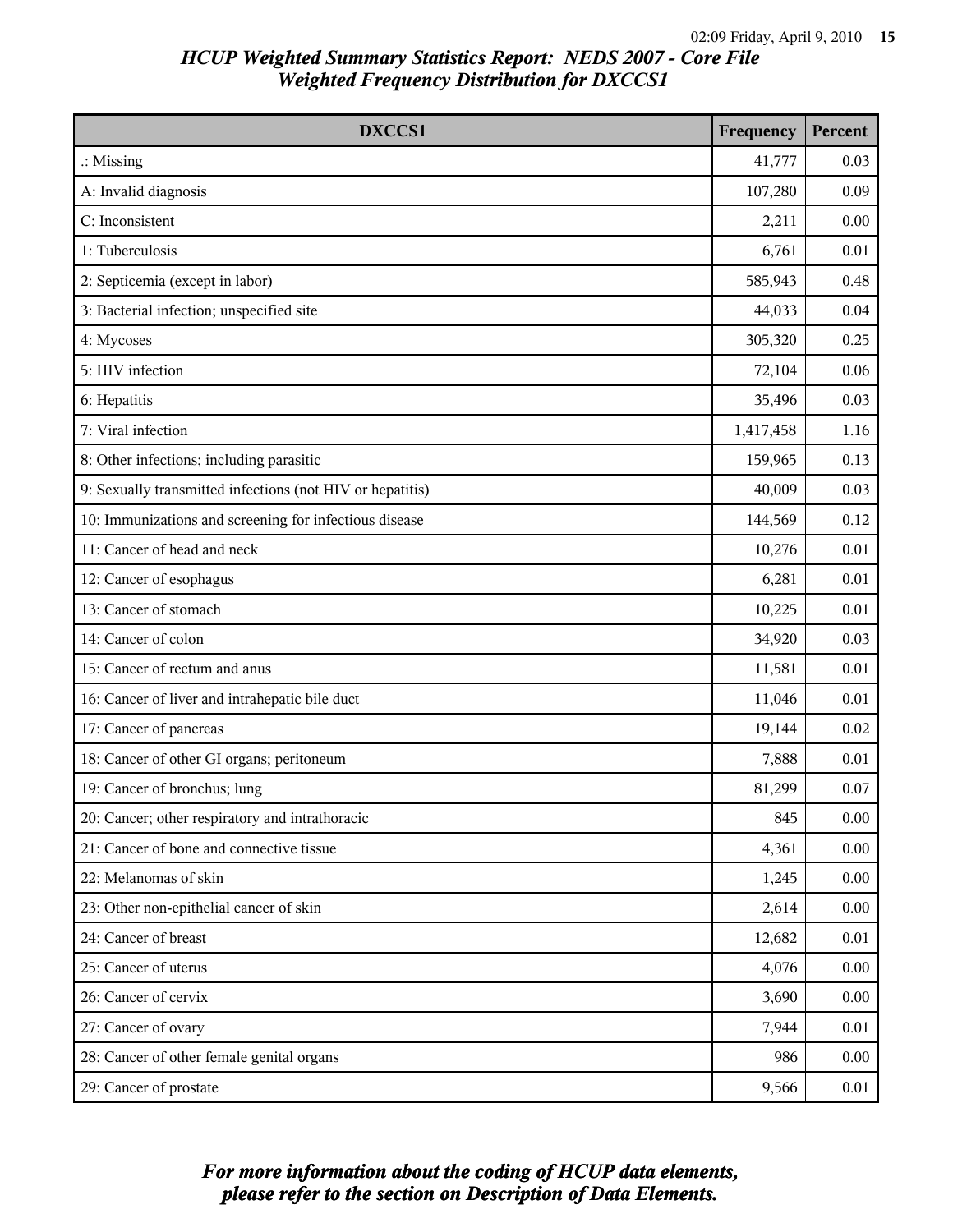# HCUP Weighted Summary Statistics Report: NEDS 2007 - Core File
## Weighted Frequency Distribution for DXCCS1

| DXCCS1 | Frequency | Percent |
|---|---|---|
| .: Missing | 41,777 | 0.03 |
| A: Invalid diagnosis | 107,280 | 0.09 |
| C: Inconsistent | 2,211 | 0.00 |
| 1: Tuberculosis | 6,761 | 0.01 |
| 2: Septicemia (except in labor) | 585,943 | 0.48 |
| 3: Bacterial infection; unspecified site | 44,033 | 0.04 |
| 4: Mycoses | 305,320 | 0.25 |
| 5: HIV infection | 72,104 | 0.06 |
| 6: Hepatitis | 35,496 | 0.03 |
| 7: Viral infection | 1,417,458 | 1.16 |
| 8: Other infections; including parasitic | 159,965 | 0.13 |
| 9: Sexually transmitted infections (not HIV or hepatitis) | 40,009 | 0.03 |
| 10: Immunizations and screening for infectious disease | 144,569 | 0.12 |
| 11: Cancer of head and neck | 10,276 | 0.01 |
| 12: Cancer of esophagus | 6,281 | 0.01 |
| 13: Cancer of stomach | 10,225 | 0.01 |
| 14: Cancer of colon | 34,920 | 0.03 |
| 15: Cancer of rectum and anus | 11,581 | 0.01 |
| 16: Cancer of liver and intrahepatic bile duct | 11,046 | 0.01 |
| 17: Cancer of pancreas | 19,144 | 0.02 |
| 18: Cancer of other GI organs; peritoneum | 7,888 | 0.01 |
| 19: Cancer of bronchus; lung | 81,299 | 0.07 |
| 20: Cancer; other respiratory and intrathoracic | 845 | 0.00 |
| 21: Cancer of bone and connective tissue | 4,361 | 0.00 |
| 22: Melanomas of skin | 1,245 | 0.00 |
| 23: Other non-epithelial cancer of skin | 2,614 | 0.00 |
| 24: Cancer of breast | 12,682 | 0.01 |
| 25: Cancer of uterus | 4,076 | 0.00 |
| 26: Cancer of cervix | 3,690 | 0.00 |
| 27: Cancer of ovary | 7,944 | 0.01 |
| 28: Cancer of other female genital organs | 986 | 0.00 |
| 29: Cancer of prostate | 9,566 | 0.01 |

*For more information about the coding of HCUP data elements, please refer to the section on Description of Data Elements.*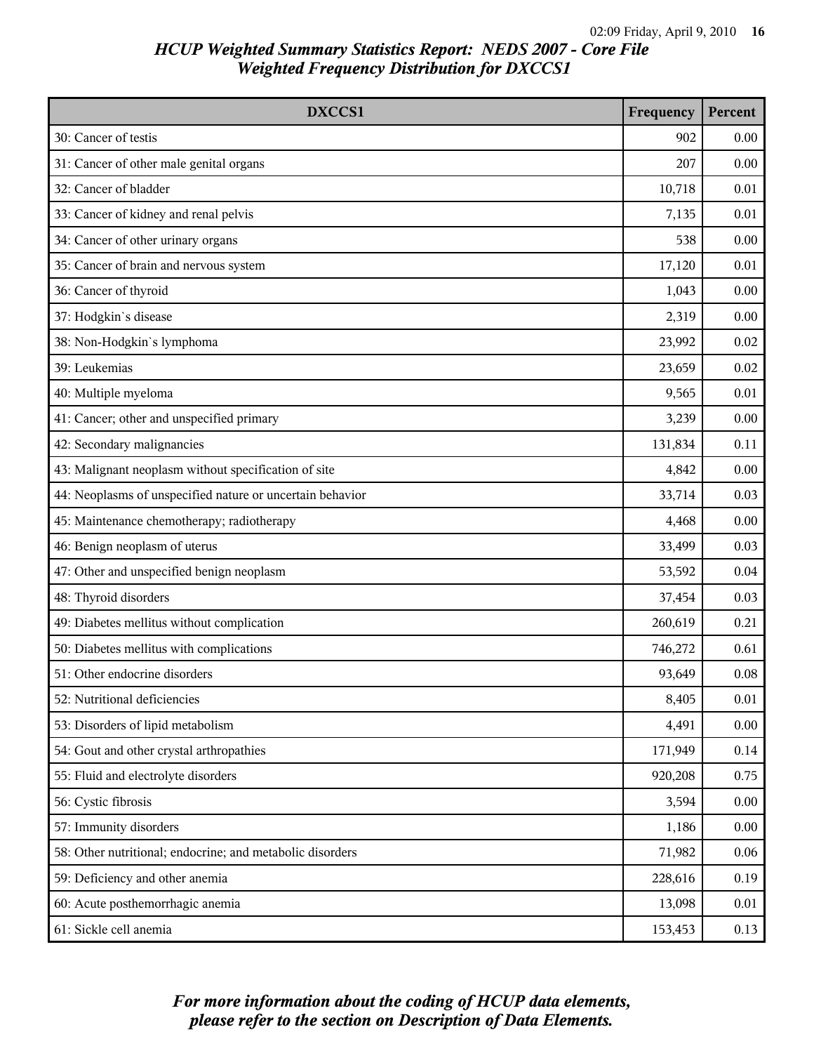# HCUP Weighted Summary Statistics Report: NEDS 2007 - Core File
## Weighted Frequency Distribution for DXCCS1

| DXCCS1 | Frequency | Percent |
|---|---|---|
| 30: Cancer of testis | 902 | 0.00 |
| 31: Cancer of other male genital organs | 207 | 0.00 |
| 32: Cancer of bladder | 10,718 | 0.01 |
| 33: Cancer of kidney and renal pelvis | 7,135 | 0.01 |
| 34: Cancer of other urinary organs | 538 | 0.00 |
| 35: Cancer of brain and nervous system | 17,120 | 0.01 |
| 36: Cancer of thyroid | 1,043 | 0.00 |
| 37: Hodgkin`s disease | 2,319 | 0.00 |
| 38: Non-Hodgkin`s lymphoma | 23,992 | 0.02 |
| 39: Leukemias | 23,659 | 0.02 |
| 40: Multiple myeloma | 9,565 | 0.01 |
| 41: Cancer; other and unspecified primary | 3,239 | 0.00 |
| 42: Secondary malignancies | 131,834 | 0.11 |
| 43: Malignant neoplasm without specification of site | 4,842 | 0.00 |
| 44: Neoplasms of unspecified nature or uncertain behavior | 33,714 | 0.03 |
| 45: Maintenance chemotherapy; radiotherapy | 4,468 | 0.00 |
| 46: Benign neoplasm of uterus | 33,499 | 0.03 |
| 47: Other and unspecified benign neoplasm | 53,592 | 0.04 |
| 48: Thyroid disorders | 37,454 | 0.03 |
| 49: Diabetes mellitus without complication | 260,619 | 0.21 |
| 50: Diabetes mellitus with complications | 746,272 | 0.61 |
| 51: Other endocrine disorders | 93,649 | 0.08 |
| 52: Nutritional deficiencies | 8,405 | 0.01 |
| 53: Disorders of lipid metabolism | 4,491 | 0.00 |
| 54: Gout and other crystal arthropathies | 171,949 | 0.14 |
| 55: Fluid and electrolyte disorders | 920,208 | 0.75 |
| 56: Cystic fibrosis | 3,594 | 0.00 |
| 57: Immunity disorders | 1,186 | 0.00 |
| 58: Other nutritional; endocrine; and metabolic disorders | 71,982 | 0.06 |
| 59: Deficiency and other anemia | 228,616 | 0.19 |
| 60: Acute posthemorrhagic anemia | 13,098 | 0.01 |
| 61: Sickle cell anemia | 153,453 | 0.13 |

*For more information about the coding of HCUP data elements, please refer to the section on Description of Data Elements.*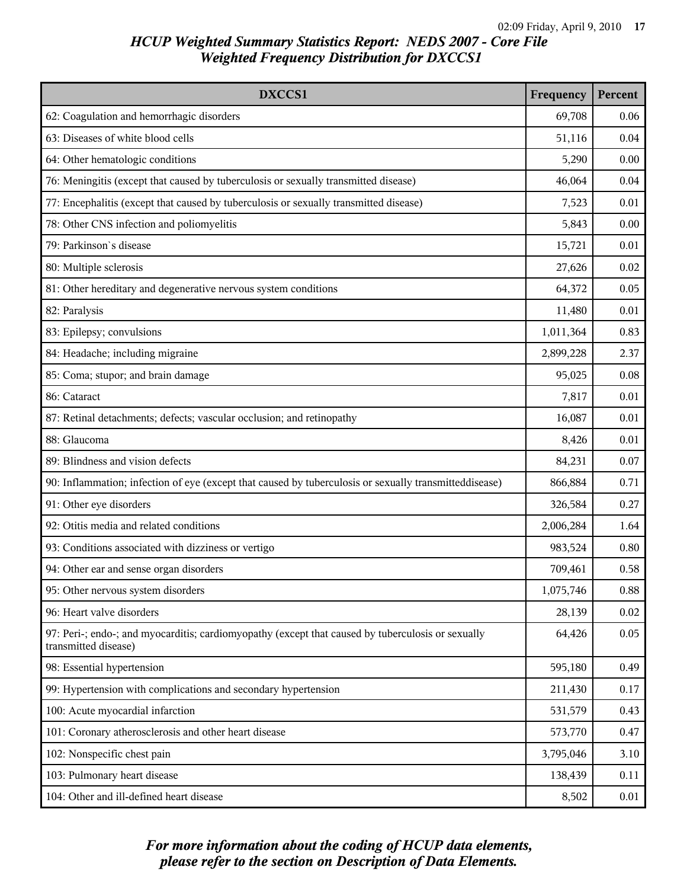# HCUP Weighted Summary Statistics Report: NEDS 2007 - Core File
## Weighted Frequency Distribution for DXCCS1

| DXCCS1 | Frequency | Percent |
|---|---|---|
| 62: Coagulation and hemorrhagic disorders | 69,708 | 0.06 |
| 63: Diseases of white blood cells | 51,116 | 0.04 |
| 64: Other hematologic conditions | 5,290 | 0.00 |
| 76: Meningitis (except that caused by tuberculosis or sexually transmitted disease) | 46,064 | 0.04 |
| 77: Encephalitis (except that caused by tuberculosis or sexually transmitted disease) | 7,523 | 0.01 |
| 78: Other CNS infection and poliomyelitis | 5,843 | 0.00 |
| 79: Parkinson`s disease | 15,721 | 0.01 |
| 80: Multiple sclerosis | 27,626 | 0.02 |
| 81: Other hereditary and degenerative nervous system conditions | 64,372 | 0.05 |
| 82: Paralysis | 11,480 | 0.01 |
| 83: Epilepsy; convulsions | 1,011,364 | 0.83 |
| 84: Headache; including migraine | 2,899,228 | 2.37 |
| 85: Coma; stupor; and brain damage | 95,025 | 0.08 |
| 86: Cataract | 7,817 | 0.01 |
| 87: Retinal detachments; defects; vascular occlusion; and retinopathy | 16,087 | 0.01 |
| 88: Glaucoma | 8,426 | 0.01 |
| 89: Blindness and vision defects | 84,231 | 0.07 |
| 90: Inflammation; infection of eye (except that caused by tuberculosis or sexually transmitteddisease) | 866,884 | 0.71 |
| 91: Other eye disorders | 326,584 | 0.27 |
| 92: Otitis media and related conditions | 2,006,284 | 1.64 |
| 93: Conditions associated with dizziness or vertigo | 983,524 | 0.80 |
| 94: Other ear and sense organ disorders | 709,461 | 0.58 |
| 95: Other nervous system disorders | 1,075,746 | 0.88 |
| 96: Heart valve disorders | 28,139 | 0.02 |
| 97: Peri-; endo-; and myocarditis; cardiomyopathy (except that caused by tuberculosis or sexually transmitted disease) | 64,426 | 0.05 |
| 98: Essential hypertension | 595,180 | 0.49 |
| 99: Hypertension with complications and secondary hypertension | 211,430 | 0.17 |
| 100: Acute myocardial infarction | 531,579 | 0.43 |
| 101: Coronary atherosclerosis and other heart disease | 573,770 | 0.47 |
| 102: Nonspecific chest pain | 3,795,046 | 3.10 |
| 103: Pulmonary heart disease | 138,439 | 0.11 |
| 104: Other and ill-defined heart disease | 8,502 | 0.01 |

*For more information about the coding of HCUP data elements, please refer to the section on Description of Data Elements.*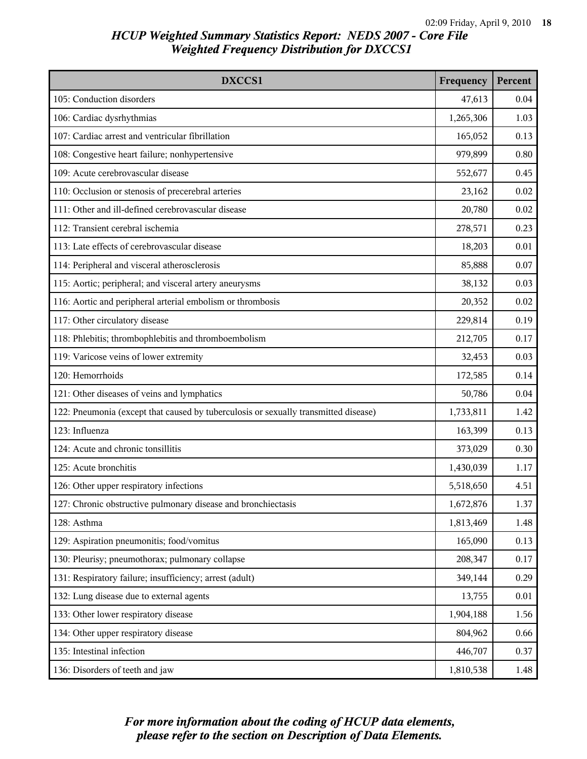## HCUP Weighted Summary Statistics Report: NEDS 2007 - Core File
## Weighted Frequency Distribution for DXCCS1

| DXCCS1 | Frequency | Percent |
|---|---|---|
| 105: Conduction disorders | 47,613 | 0.04 |
| 106: Cardiac dysrhythmias | 1,265,306 | 1.03 |
| 107: Cardiac arrest and ventricular fibrillation | 165,052 | 0.13 |
| 108: Congestive heart failure; nonhypertensive | 979,899 | 0.80 |
| 109: Acute cerebrovascular disease | 552,677 | 0.45 |
| 110: Occlusion or stenosis of precerebral arteries | 23,162 | 0.02 |
| 111: Other and ill-defined cerebrovascular disease | 20,780 | 0.02 |
| 112: Transient cerebral ischemia | 278,571 | 0.23 |
| 113: Late effects of cerebrovascular disease | 18,203 | 0.01 |
| 114: Peripheral and visceral atherosclerosis | 85,888 | 0.07 |
| 115: Aortic; peripheral; and visceral artery aneurysms | 38,132 | 0.03 |
| 116: Aortic and peripheral arterial embolism or thrombosis | 20,352 | 0.02 |
| 117: Other circulatory disease | 229,814 | 0.19 |
| 118: Phlebitis; thrombophlebitis and thromboembolism | 212,705 | 0.17 |
| 119: Varicose veins of lower extremity | 32,453 | 0.03 |
| 120: Hemorrhoids | 172,585 | 0.14 |
| 121: Other diseases of veins and lymphatics | 50,786 | 0.04 |
| 122: Pneumonia (except that caused by tuberculosis or sexually transmitted disease) | 1,733,811 | 1.42 |
| 123: Influenza | 163,399 | 0.13 |
| 124: Acute and chronic tonsillitis | 373,029 | 0.30 |
| 125: Acute bronchitis | 1,430,039 | 1.17 |
| 126: Other upper respiratory infections | 5,518,650 | 4.51 |
| 127: Chronic obstructive pulmonary disease and bronchiectasis | 1,672,876 | 1.37 |
| 128: Asthma | 1,813,469 | 1.48 |
| 129: Aspiration pneumonitis; food/vomitus | 165,090 | 0.13 |
| 130: Pleurisy; pneumothorax; pulmonary collapse | 208,347 | 0.17 |
| 131: Respiratory failure; insufficiency; arrest (adult) | 349,144 | 0.29 |
| 132: Lung disease due to external agents | 13,755 | 0.01 |
| 133: Other lower respiratory disease | 1,904,188 | 1.56 |
| 134: Other upper respiratory disease | 804,962 | 0.66 |
| 135: Intestinal infection | 446,707 | 0.37 |
| 136: Disorders of teeth and jaw | 1,810,538 | 1.48 |

*For more information about the coding of HCUP data elements, please refer to the section on Description of Data Elements.*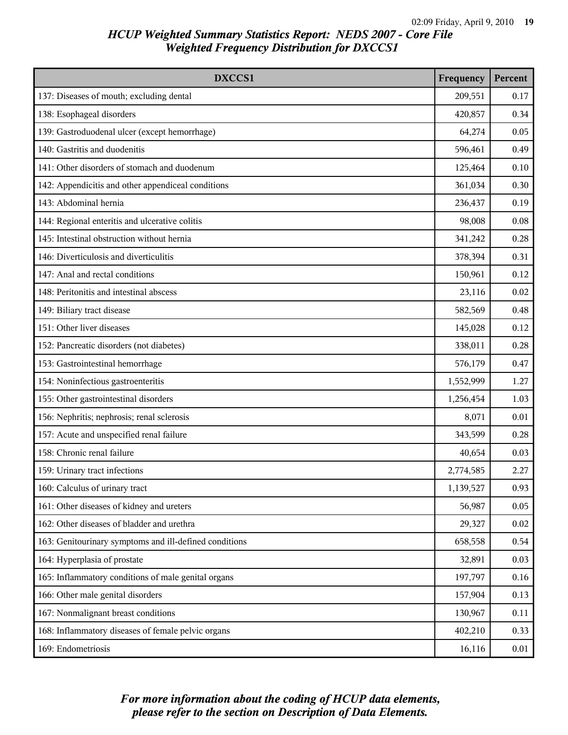## HCUP Weighted Summary Statistics Report: NEDS 2007 - Core File
## Weighted Frequency Distribution for DXCCS1

| DXCCS1 | Frequency | Percent |
|---|---|---|
| 137: Diseases of mouth; excluding dental | 209,551 | 0.17 |
| 138: Esophageal disorders | 420,857 | 0.34 |
| 139: Gastroduodenal ulcer (except hemorrhage) | 64,274 | 0.05 |
| 140: Gastritis and duodenitis | 596,461 | 0.49 |
| 141: Other disorders of stomach and duodenum | 125,464 | 0.10 |
| 142: Appendicitis and other appendiceal conditions | 361,034 | 0.30 |
| 143: Abdominal hernia | 236,437 | 0.19 |
| 144: Regional enteritis and ulcerative colitis | 98,008 | 0.08 |
| 145: Intestinal obstruction without hernia | 341,242 | 0.28 |
| 146: Diverticulosis and diverticulitis | 378,394 | 0.31 |
| 147: Anal and rectal conditions | 150,961 | 0.12 |
| 148: Peritonitis and intestinal abscess | 23,116 | 0.02 |
| 149: Biliary tract disease | 582,569 | 0.48 |
| 151: Other liver diseases | 145,028 | 0.12 |
| 152: Pancreatic disorders (not diabetes) | 338,011 | 0.28 |
| 153: Gastrointestinal hemorrhage | 576,179 | 0.47 |
| 154: Noninfectious gastroenteritis | 1,552,999 | 1.27 |
| 155: Other gastrointestinal disorders | 1,256,454 | 1.03 |
| 156: Nephritis; nephrosis; renal sclerosis | 8,071 | 0.01 |
| 157: Acute and unspecified renal failure | 343,599 | 0.28 |
| 158: Chronic renal failure | 40,654 | 0.03 |
| 159: Urinary tract infections | 2,774,585 | 2.27 |
| 160: Calculus of urinary tract | 1,139,527 | 0.93 |
| 161: Other diseases of kidney and ureters | 56,987 | 0.05 |
| 162: Other diseases of bladder and urethra | 29,327 | 0.02 |
| 163: Genitourinary symptoms and ill-defined conditions | 658,558 | 0.54 |
| 164: Hyperplasia of prostate | 32,891 | 0.03 |
| 165: Inflammatory conditions of male genital organs | 197,797 | 0.16 |
| 166: Other male genital disorders | 157,904 | 0.13 |
| 167: Nonmalignant breast conditions | 130,967 | 0.11 |
| 168: Inflammatory diseases of female pelvic organs | 402,210 | 0.33 |
| 169: Endometriosis | 16,116 | 0.01 |

*For more information about the coding of HCUP data elements, please refer to the section on Description of Data Elements.*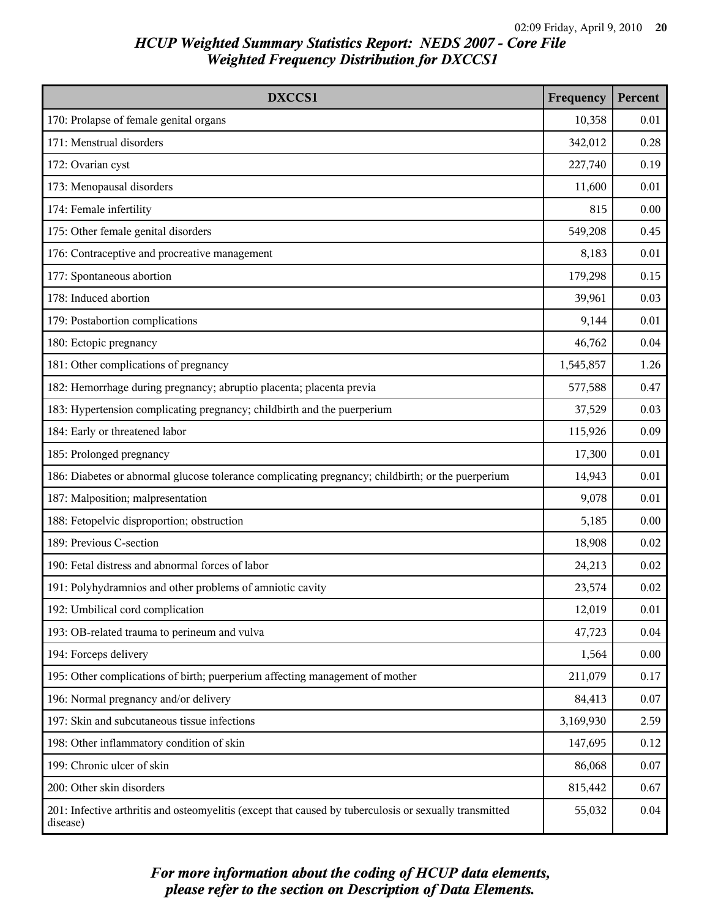# HCUP Weighted Summary Statistics Report: NEDS 2007 - Core File
## Weighted Frequency Distribution for DXCCS1

| DXCCS1 | Frequency | Percent |
|---|---|---|
| 170: Prolapse of female genital organs | 10,358 | 0.01 |
| 171: Menstrual disorders | 342,012 | 0.28 |
| 172: Ovarian cyst | 227,740 | 0.19 |
| 173: Menopausal disorders | 11,600 | 0.01 |
| 174: Female infertility | 815 | 0.00 |
| 175: Other female genital disorders | 549,208 | 0.45 |
| 176: Contraceptive and procreative management | 8,183 | 0.01 |
| 177: Spontaneous abortion | 179,298 | 0.15 |
| 178: Induced abortion | 39,961 | 0.03 |
| 179: Postabortion complications | 9,144 | 0.01 |
| 180: Ectopic pregnancy | 46,762 | 0.04 |
| 181: Other complications of pregnancy | 1,545,857 | 1.26 |
| 182: Hemorrhage during pregnancy; abruptio placenta; placenta previa | 577,588 | 0.47 |
| 183: Hypertension complicating pregnancy; childbirth and the puerperium | 37,529 | 0.03 |
| 184: Early or threatened labor | 115,926 | 0.09 |
| 185: Prolonged pregnancy | 17,300 | 0.01 |
| 186: Diabetes or abnormal glucose tolerance complicating pregnancy; childbirth; or the puerperium | 14,943 | 0.01 |
| 187: Malposition; malpresentation | 9,078 | 0.01 |
| 188: Fetopelvic disproportion; obstruction | 5,185 | 0.00 |
| 189: Previous C-section | 18,908 | 0.02 |
| 190: Fetal distress and abnormal forces of labor | 24,213 | 0.02 |
| 191: Polyhydramnios and other problems of amniotic cavity | 23,574 | 0.02 |
| 192: Umbilical cord complication | 12,019 | 0.01 |
| 193: OB-related trauma to perineum and vulva | 47,723 | 0.04 |
| 194: Forceps delivery | 1,564 | 0.00 |
| 195: Other complications of birth; puerperium affecting management of mother | 211,079 | 0.17 |
| 196: Normal pregnancy and/or delivery | 84,413 | 0.07 |
| 197: Skin and subcutaneous tissue infections | 3,169,930 | 2.59 |
| 198: Other inflammatory condition of skin | 147,695 | 0.12 |
| 199: Chronic ulcer of skin | 86,068 | 0.07 |
| 200: Other skin disorders | 815,442 | 0.67 |
| 201: Infective arthritis and osteomyelitis (except that caused by tuberculosis or sexually transmitted disease) | 55,032 | 0.04 |

*For more information about the coding of HCUP data elements, please refer to the section on Description of Data Elements.*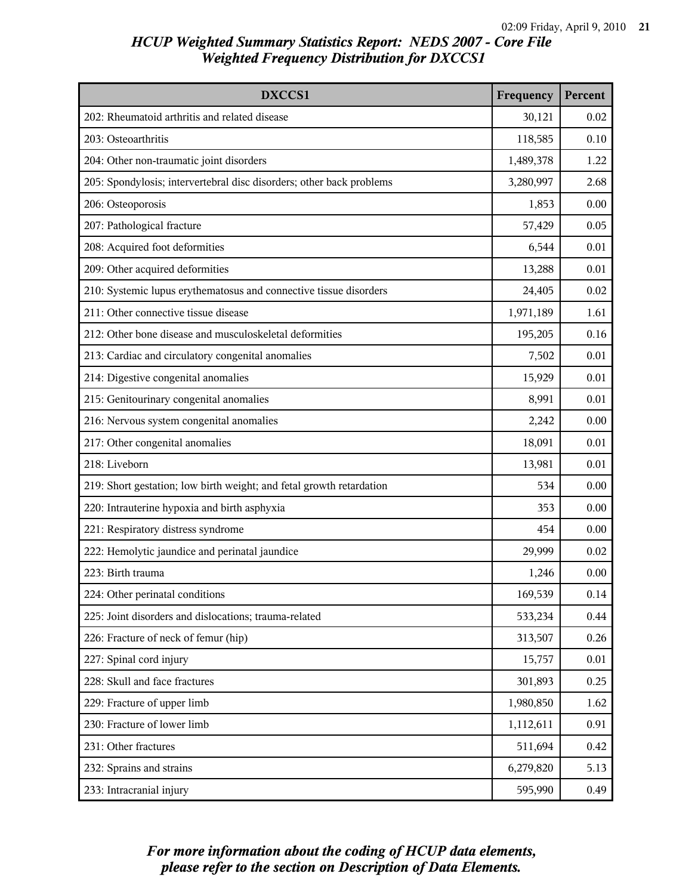# HCUP Weighted Summary Statistics Report: NEDS 2007 - Core File
## Weighted Frequency Distribution for DXCCS1

| DXCCS1 | Frequency | Percent |
|---|---|---|
| 202: Rheumatoid arthritis and related disease | 30,121 | 0.02 |
| 203: Osteoarthritis | 118,585 | 0.10 |
| 204: Other non-traumatic joint disorders | 1,489,378 | 1.22 |
| 205: Spondylosis; intervertebral disc disorders; other back problems | 3,280,997 | 2.68 |
| 206: Osteoporosis | 1,853 | 0.00 |
| 207: Pathological fracture | 57,429 | 0.05 |
| 208: Acquired foot deformities | 6,544 | 0.01 |
| 209: Other acquired deformities | 13,288 | 0.01 |
| 210: Systemic lupus erythematosus and connective tissue disorders | 24,405 | 0.02 |
| 211: Other connective tissue disease | 1,971,189 | 1.61 |
| 212: Other bone disease and musculoskeletal deformities | 195,205 | 0.16 |
| 213: Cardiac and circulatory congenital anomalies | 7,502 | 0.01 |
| 214: Digestive congenital anomalies | 15,929 | 0.01 |
| 215: Genitourinary congenital anomalies | 8,991 | 0.01 |
| 216: Nervous system congenital anomalies | 2,242 | 0.00 |
| 217: Other congenital anomalies | 18,091 | 0.01 |
| 218: Liveborn | 13,981 | 0.01 |
| 219: Short gestation; low birth weight; and fetal growth retardation | 534 | 0.00 |
| 220: Intrauterine hypoxia and birth asphyxia | 353 | 0.00 |
| 221: Respiratory distress syndrome | 454 | 0.00 |
| 222: Hemolytic jaundice and perinatal jaundice | 29,999 | 0.02 |
| 223: Birth trauma | 1,246 | 0.00 |
| 224: Other perinatal conditions | 169,539 | 0.14 |
| 225: Joint disorders and dislocations; trauma-related | 533,234 | 0.44 |
| 226: Fracture of neck of femur (hip) | 313,507 | 0.26 |
| 227: Spinal cord injury | 15,757 | 0.01 |
| 228: Skull and face fractures | 301,893 | 0.25 |
| 229: Fracture of upper limb | 1,980,850 | 1.62 |
| 230: Fracture of lower limb | 1,112,611 | 0.91 |
| 231: Other fractures | 511,694 | 0.42 |
| 232: Sprains and strains | 6,279,820 | 5.13 |
| 233: Intracranial injury | 595,990 | 0.49 |

*For more information about the coding of HCUP data elements, please refer to the section on Description of Data Elements.*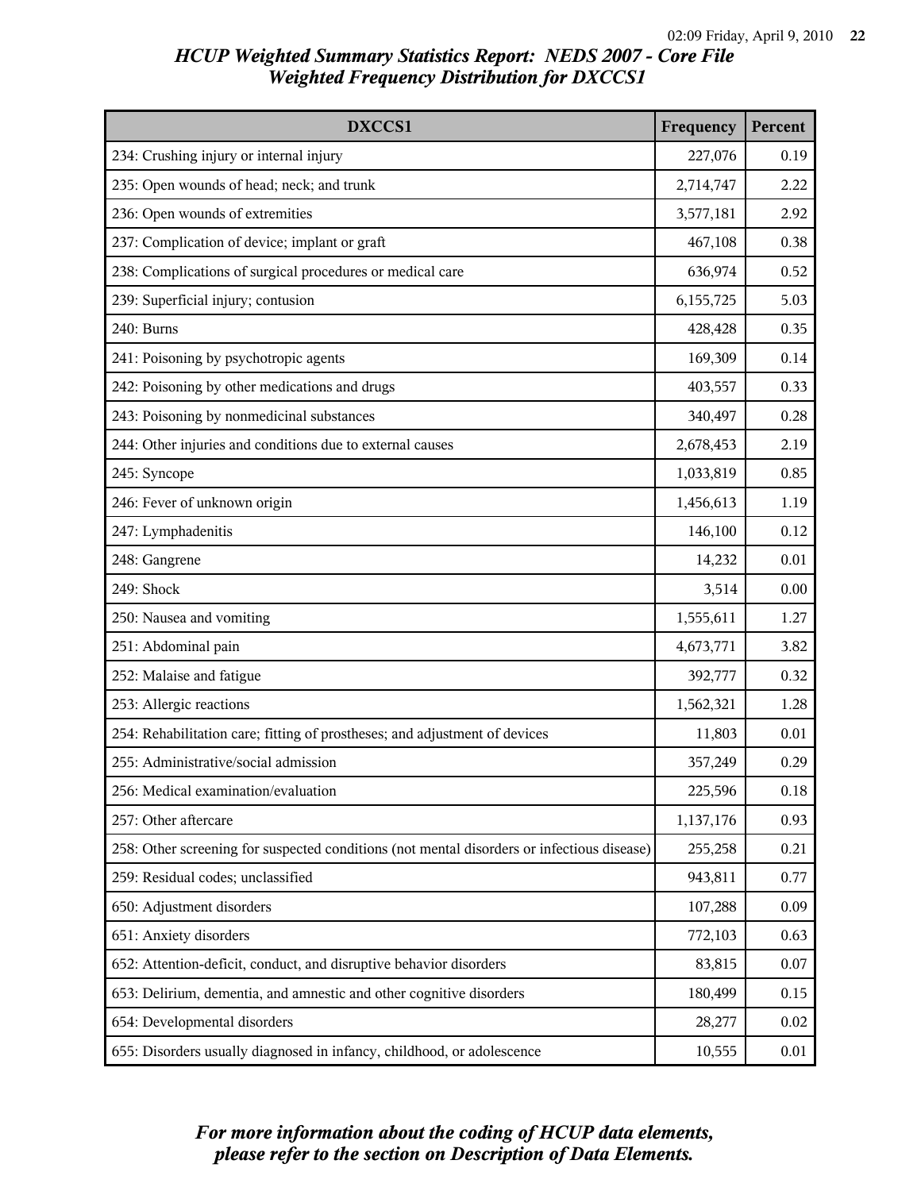# HCUP Weighted Summary Statistics Report: NEDS 2007 - Core File
## Weighted Frequency Distribution for DXCCS1

| DXCCS1 | Frequency | Percent |
|---|---|---|
| 234: Crushing injury or internal injury | 227,076 | 0.19 |
| 235: Open wounds of head; neck; and trunk | 2,714,747 | 2.22 |
| 236: Open wounds of extremities | 3,577,181 | 2.92 |
| 237: Complication of device; implant or graft | 467,108 | 0.38 |
| 238: Complications of surgical procedures or medical care | 636,974 | 0.52 |
| 239: Superficial injury; contusion | 6,155,725 | 5.03 |
| 240: Burns | 428,428 | 0.35 |
| 241: Poisoning by psychotropic agents | 169,309 | 0.14 |
| 242: Poisoning by other medications and drugs | 403,557 | 0.33 |
| 243: Poisoning by nonmedicinal substances | 340,497 | 0.28 |
| 244: Other injuries and conditions due to external causes | 2,678,453 | 2.19 |
| 245: Syncope | 1,033,819 | 0.85 |
| 246: Fever of unknown origin | 1,456,613 | 1.19 |
| 247: Lymphadenitis | 146,100 | 0.12 |
| 248: Gangrene | 14,232 | 0.01 |
| 249: Shock | 3,514 | 0.00 |
| 250: Nausea and vomiting | 1,555,611 | 1.27 |
| 251: Abdominal pain | 4,673,771 | 3.82 |
| 252: Malaise and fatigue | 392,777 | 0.32 |
| 253: Allergic reactions | 1,562,321 | 1.28 |
| 254: Rehabilitation care; fitting of prostheses; and adjustment of devices | 11,803 | 0.01 |
| 255: Administrative/social admission | 357,249 | 0.29 |
| 256: Medical examination/evaluation | 225,596 | 0.18 |
| 257: Other aftercare | 1,137,176 | 0.93 |
| 258: Other screening for suspected conditions (not mental disorders or infectious disease) | 255,258 | 0.21 |
| 259: Residual codes; unclassified | 943,811 | 0.77 |
| 650: Adjustment disorders | 107,288 | 0.09 |
| 651: Anxiety disorders | 772,103 | 0.63 |
| 652: Attention-deficit, conduct, and disruptive behavior disorders | 83,815 | 0.07 |
| 653: Delirium, dementia, and amnestic and other cognitive disorders | 180,499 | 0.15 |
| 654: Developmental disorders | 28,277 | 0.02 |
| 655: Disorders usually diagnosed in infancy, childhood, or adolescence | 10,555 | 0.01 |

*For more information about the coding of HCUP data elements, please refer to the section on Description of Data Elements.*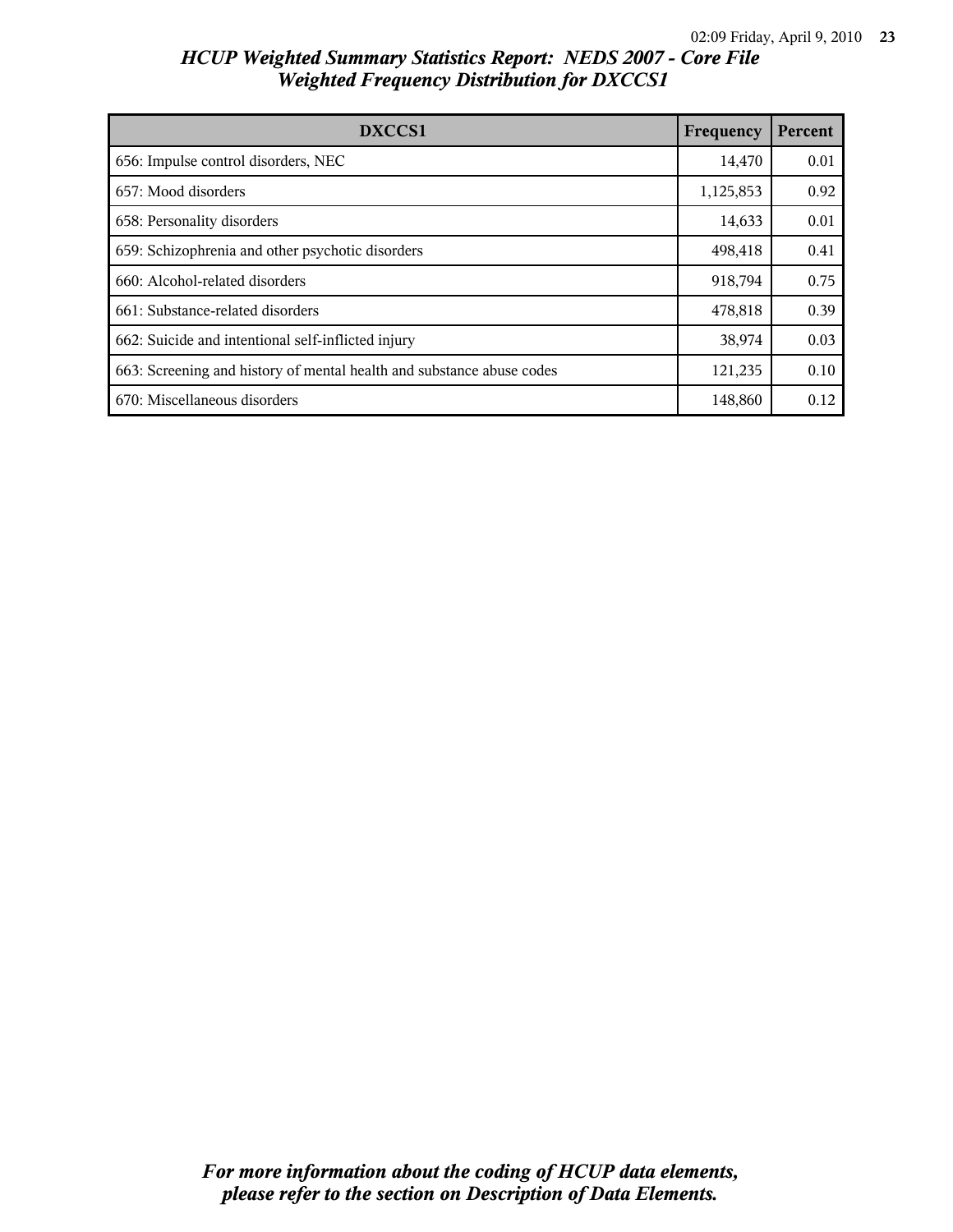## HCUP Weighted Summary Statistics Report: NEDS 2007 - Core File
## Weighted Frequency Distribution for DXCCS1

| DXCCS1 | Frequency | Percent |
|---|---|---|
| 656: Impulse control disorders, NEC | 14,470 | 0.01 |
| 657: Mood disorders | 1,125,853 | 0.92 |
| 658: Personality disorders | 14,633 | 0.01 |
| 659: Schizophrenia and other psychotic disorders | 498,418 | 0.41 |
| 660: Alcohol-related disorders | 918,794 | 0.75 |
| 661: Substance-related disorders | 478,818 | 0.39 |
| 662: Suicide and intentional self-inflicted injury | 38,974 | 0.03 |
| 663: Screening and history of mental health and substance abuse codes | 121,235 | 0.10 |
| 670: Miscellaneous disorders | 148,860 | 0.12 |

*For more information about the coding of HCUP data elements, please refer to the section on Description of Data Elements.*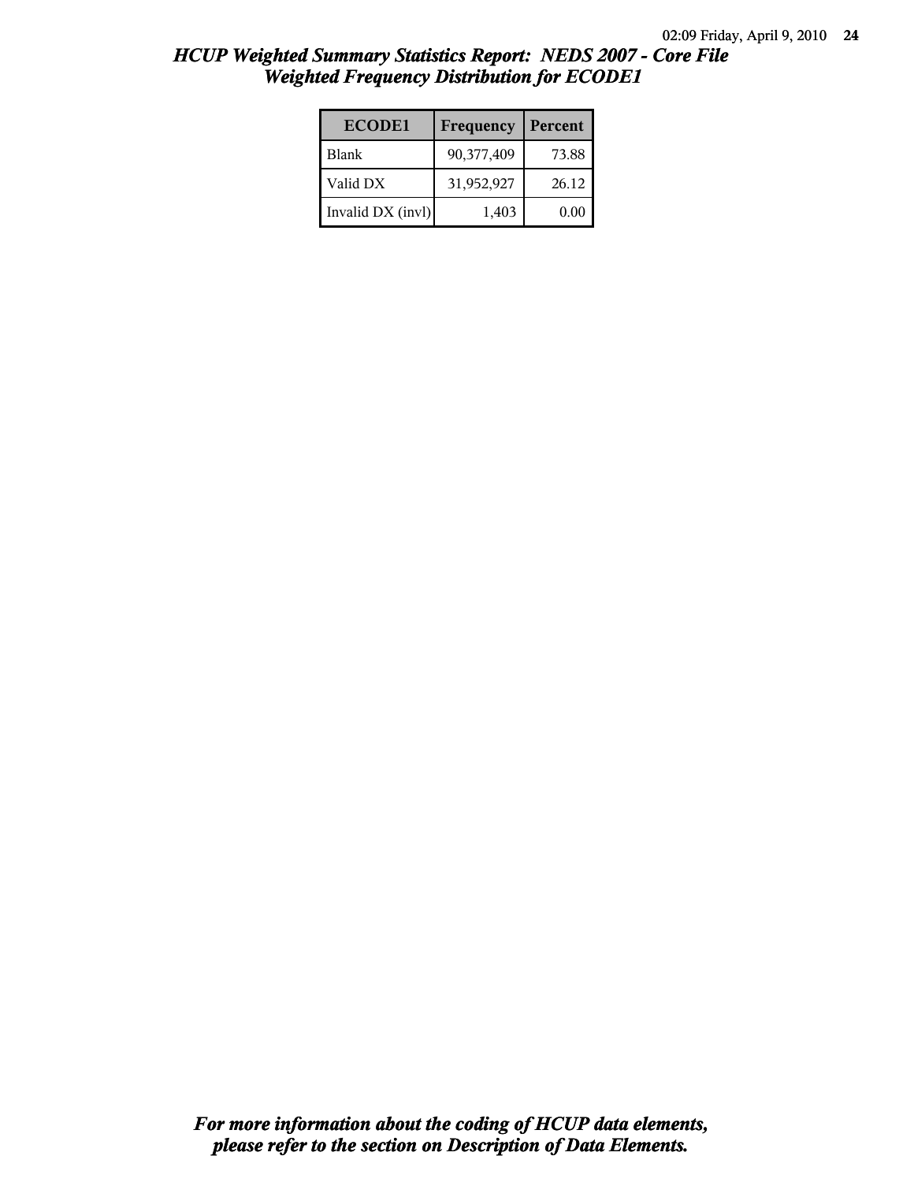# HCUP Weighted Summary Statistics Report: NEDS 2007 - Core File
## Weighted Frequency Distribution for ECODE1

| ECODE1 | Frequency | Percent |
|---|---|---|
| Blank | 90,377,409 | 73.88 |
| Valid DX | 31,952,927 | 26.12 |
| Invalid DX (invl) | 1,403 | 0.00 |

*For more information about the coding of HCUP data elements, please refer to the section on Description of Data Elements.*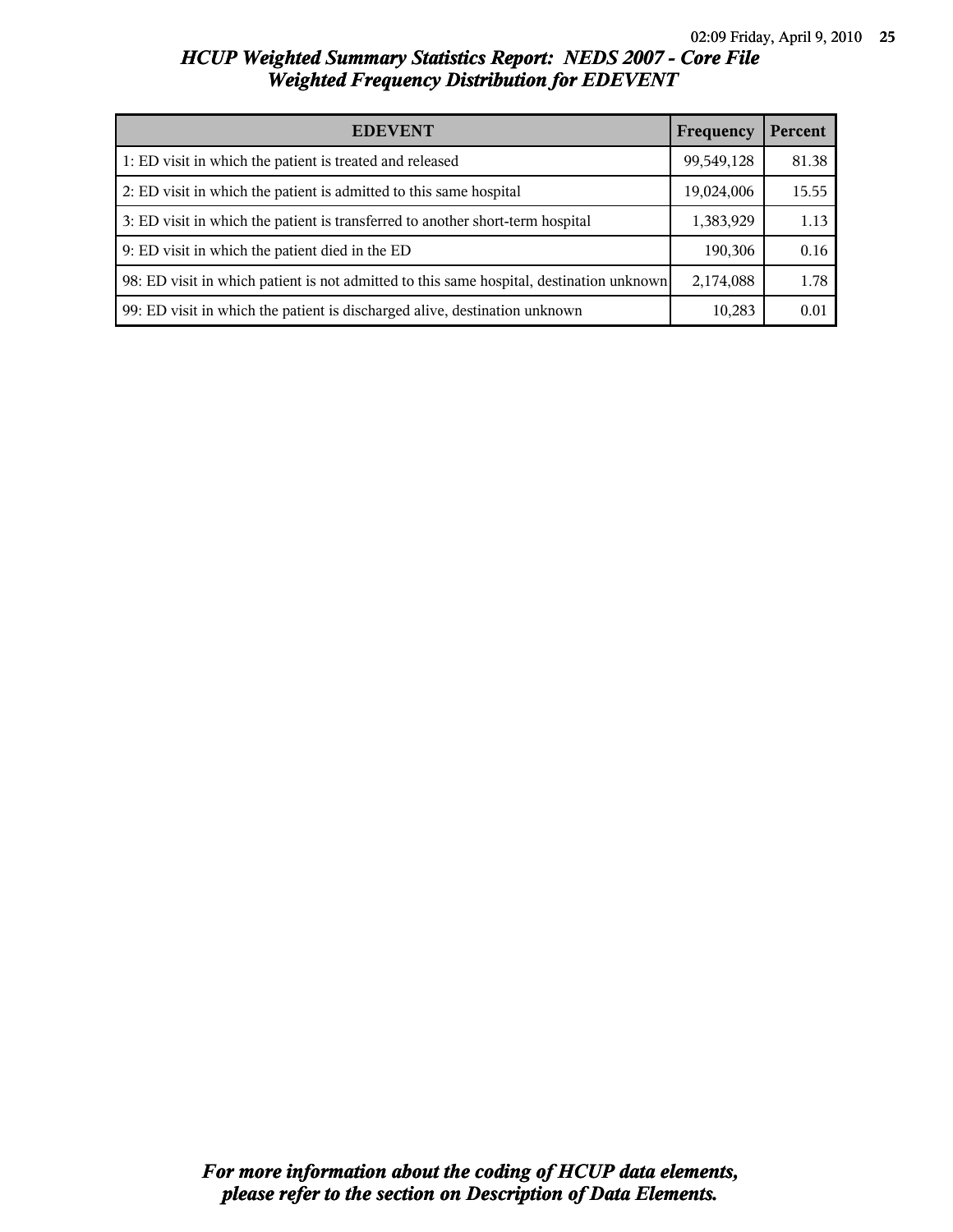# HCUP Weighted Summary Statistics Report: NEDS 2007 - Core File
## Weighted Frequency Distribution for EDEVENT

| EDEVENT | Frequency | Percent |
|---|---|---|
| 1: ED visit in which the patient is treated and released | 99,549,128 | 81.38 |
| 2: ED visit in which the patient is admitted to this same hospital | 19,024,006 | 15.55 |
| 3: ED visit in which the patient is transferred to another short-term hospital | 1,383,929 | 1.13 |
| 9: ED visit in which the patient died in the ED | 190,306 | 0.16 |
| 98: ED visit in which patient is not admitted to this same hospital, destination unknown | 2,174,088 | 1.78 |
| 99: ED visit in which the patient is discharged alive, destination unknown | 10,283 | 0.01 |

***For more information about the coding of HCUP data elements, please refer to the section on Description of Data Elements.***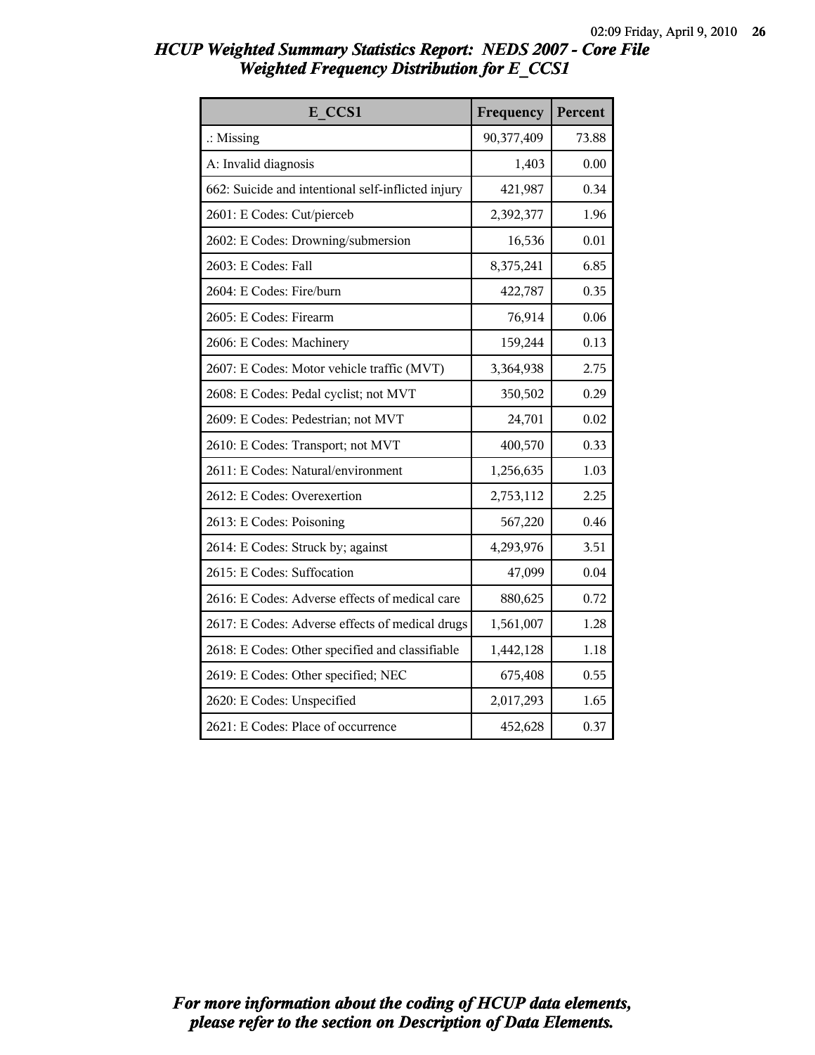# HCUP Weighted Summary Statistics Report: NEDS 2007 - Core File
## Weighted Frequency Distribution for E_CCS1

| E_CCS1 | Frequency | Percent |
|---|---|---|
| .: Missing | 90,377,409 | 73.88 |
| A: Invalid diagnosis | 1,403 | 0.00 |
| 662: Suicide and intentional self-inflicted injury | 421,987 | 0.34 |
| 2601: E Codes: Cut/pierceb | 2,392,377 | 1.96 |
| 2602: E Codes: Drowning/submersion | 16,536 | 0.01 |
| 2603: E Codes: Fall | 8,375,241 | 6.85 |
| 2604: E Codes: Fire/burn | 422,787 | 0.35 |
| 2605: E Codes: Firearm | 76,914 | 0.06 |
| 2606: E Codes: Machinery | 159,244 | 0.13 |
| 2607: E Codes: Motor vehicle traffic (MVT) | 3,364,938 | 2.75 |
| 2608: E Codes: Pedal cyclist; not MVT | 350,502 | 0.29 |
| 2609: E Codes: Pedestrian; not MVT | 24,701 | 0.02 |
| 2610: E Codes: Transport; not MVT | 400,570 | 0.33 |
| 2611: E Codes: Natural/environment | 1,256,635 | 1.03 |
| 2612: E Codes: Overexertion | 2,753,112 | 2.25 |
| 2613: E Codes: Poisoning | 567,220 | 0.46 |
| 2614: E Codes: Struck by; against | 4,293,976 | 3.51 |
| 2615: E Codes: Suffocation | 47,099 | 0.04 |
| 2616: E Codes: Adverse effects of medical care | 880,625 | 0.72 |
| 2617: E Codes: Adverse effects of medical drugs | 1,561,007 | 1.28 |
| 2618: E Codes: Other specified and classifiable | 1,442,128 | 1.18 |
| 2619: E Codes: Other specified; NEC | 675,408 | 0.55 |
| 2620: E Codes: Unspecified | 2,017,293 | 1.65 |
| 2621: E Codes: Place of occurrence | 452,628 | 0.37 |

*For more information about the coding of HCUP data elements, please refer to the section on Description of Data Elements.*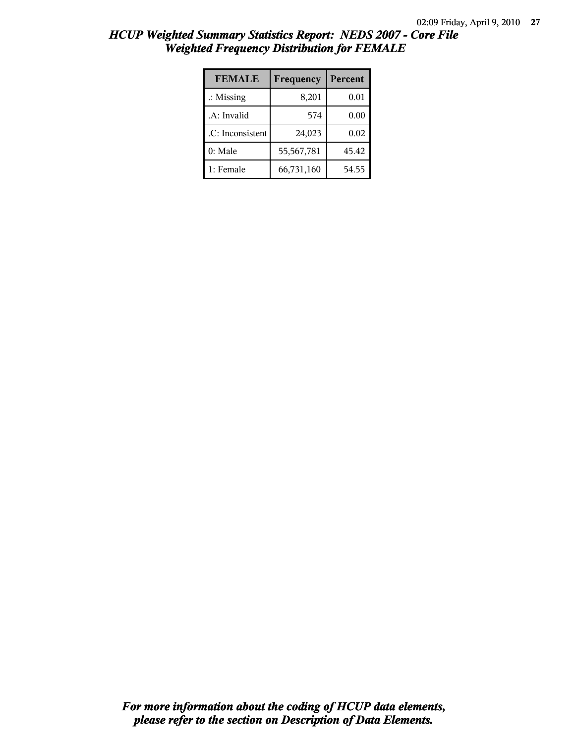# HCUP Weighted Summary Statistics Report: NEDS 2007 - Core File

## Weighted Frequency Distribution for FEMALE

| FEMALE | Frequency | Percent |
| --- | --- | --- |
| .: Missing | 8,201 | 0.01 |
| .A: Invalid | 574 | 0.00 |
| .C: Inconsistent | 24,023 | 0.02 |
| 0: Male | 55,567,781 | 45.42 |
| 1: Female | 66,731,160 | 54.55 |

***For more information about the coding of HCUP data elements, please refer to the section on Description of Data Elements.***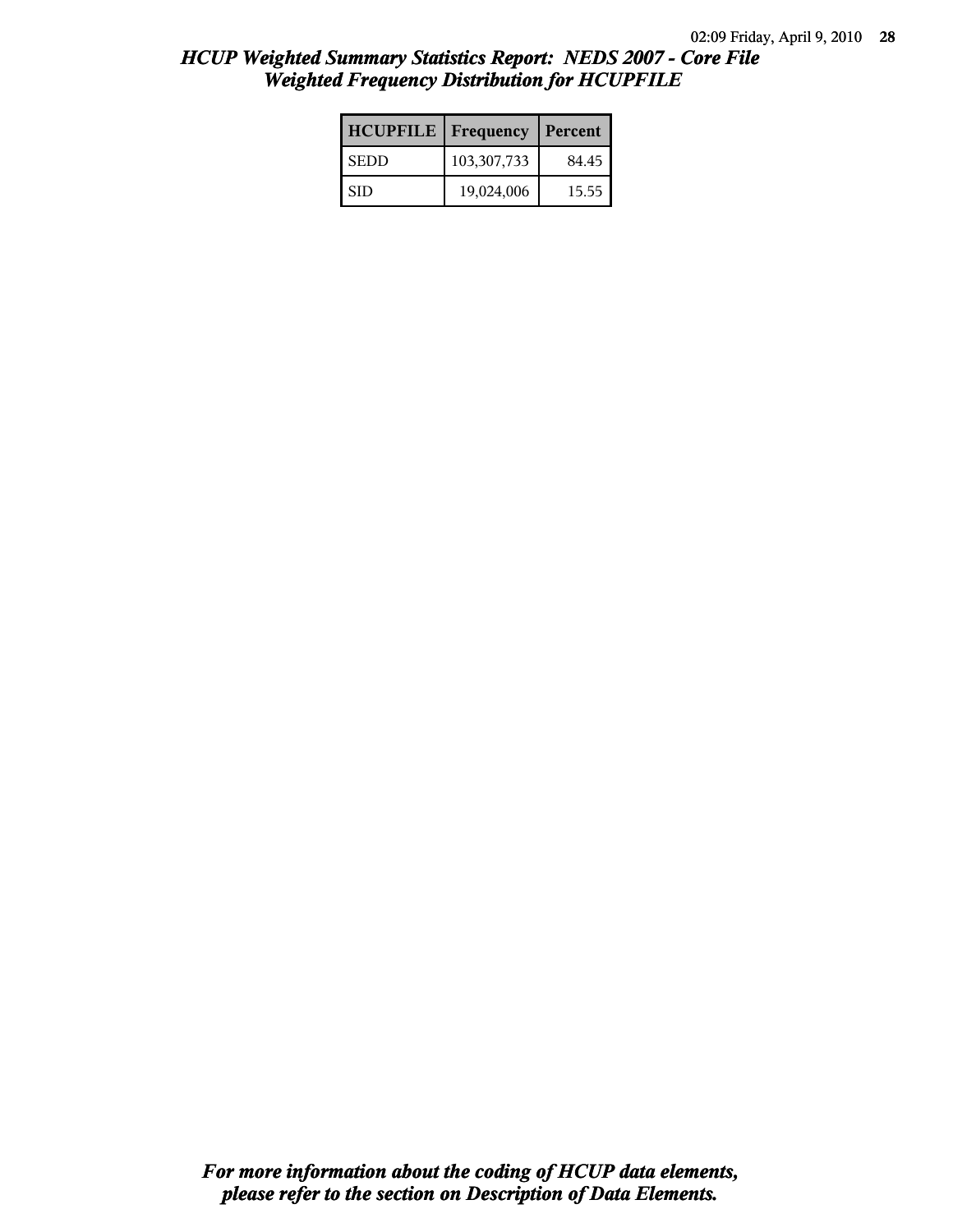## HCUP Weighted Summary Statistics Report: NEDS 2007 - Core File
## Weighted Frequency Distribution for HCUPFILE

| HCUPFILE | Frequency | Percent |
|---|---|---|
| SEDD | 103,307,733 | 84.45 |
| SID | 19,024,006 | 15.55 |

*For more information about the coding of HCUP data elements, please refer to the section on Description of Data Elements.*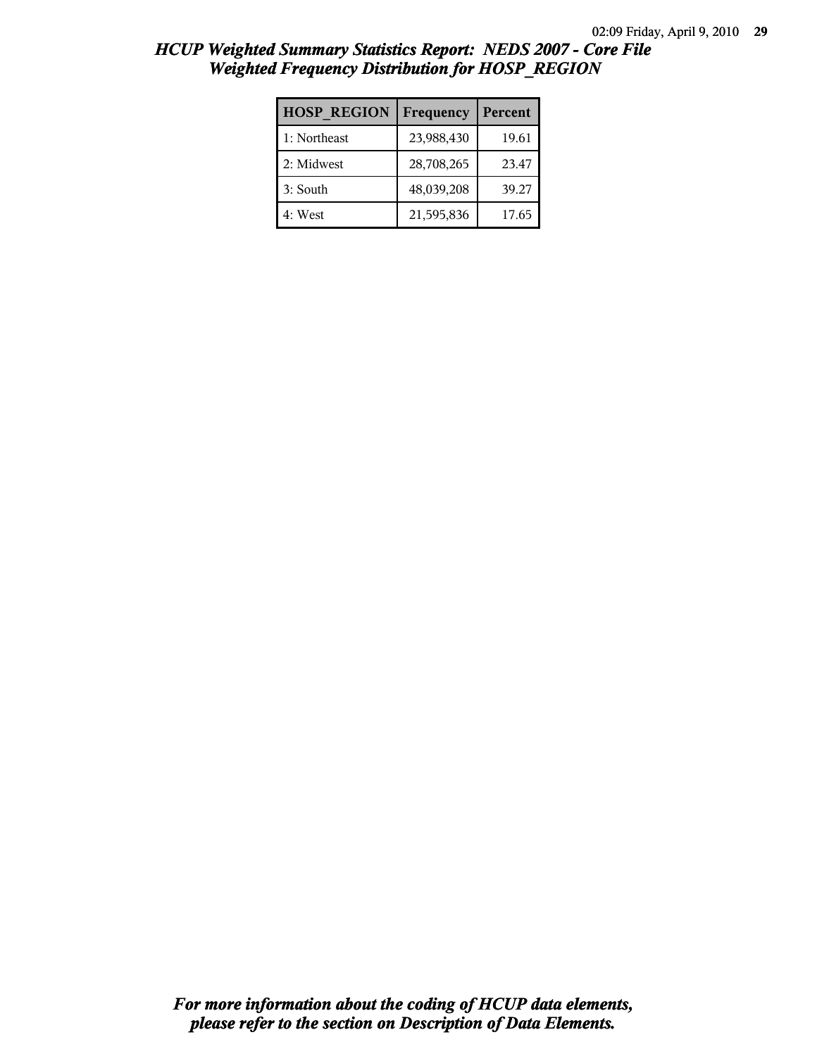# HCUP Weighted Summary Statistics Report: NEDS 2007 - Core File
## Weighted Frequency Distribution for HOSP_REGION

| HOSP_REGION | Frequency | Percent |
|---|---|---|
| 1: Northeast | 23,988,430 | 19.61 |
| 2: Midwest | 28,708,265 | 23.47 |
| 3: South | 48,039,208 | 39.27 |
| 4: West | 21,595,836 | 17.65 |

***For more information about the coding of HCUP data elements, please refer to the section on Description of Data Elements.***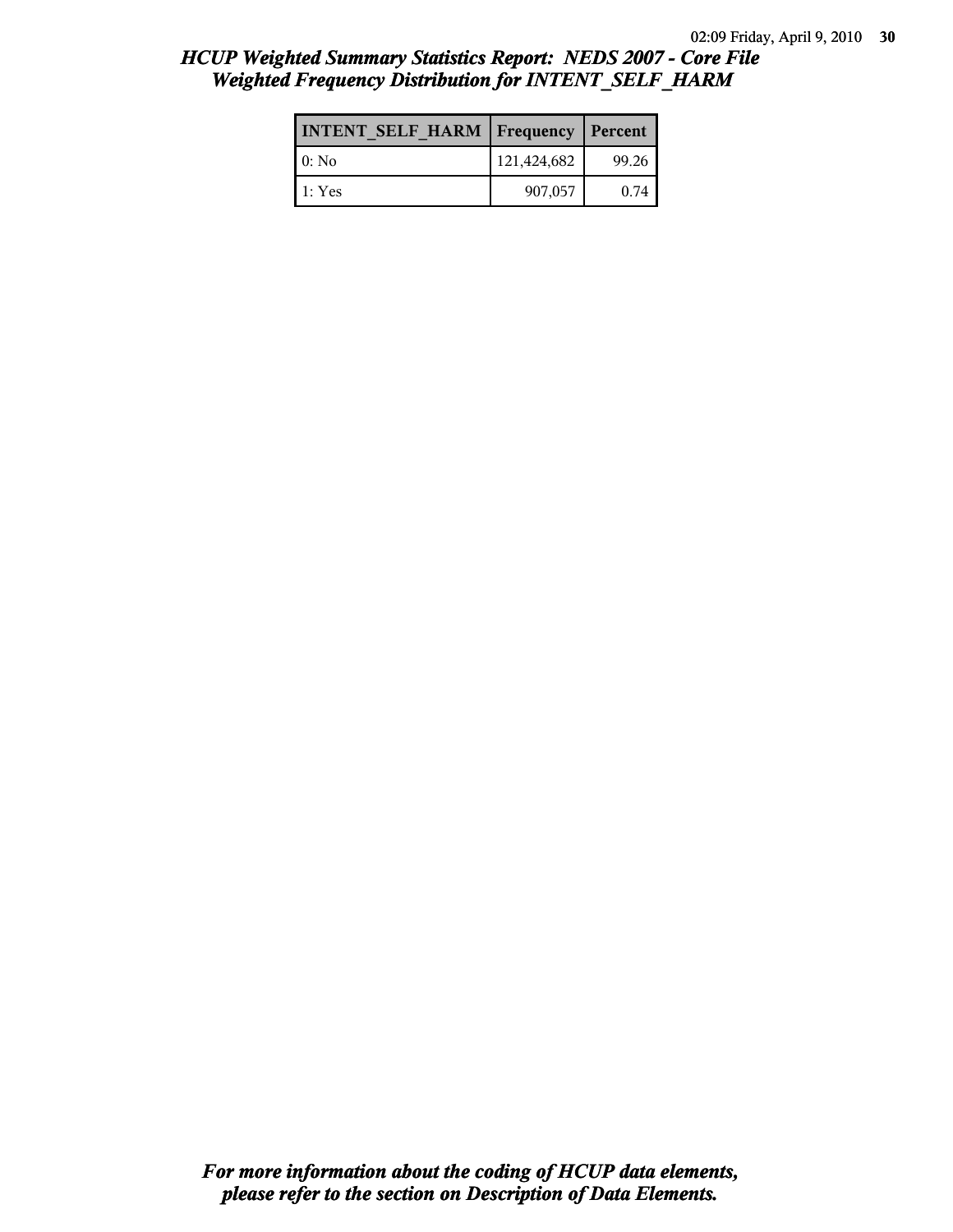## *HCUP Weighted Summary Statistics Report: NEDS 2007 - Core File*
## *Weighted Frequency Distribution for INTENT_SELF_HARM*

| INTENT_SELF_HARM | Frequency | Percent |
|---|---|---|
| 0: No | 121,424,682 | 99.26 |
| 1: Yes | 907,057 | 0.74 |

***For more information about the coding of HCUP data elements, please refer to the section on Description of Data Elements.***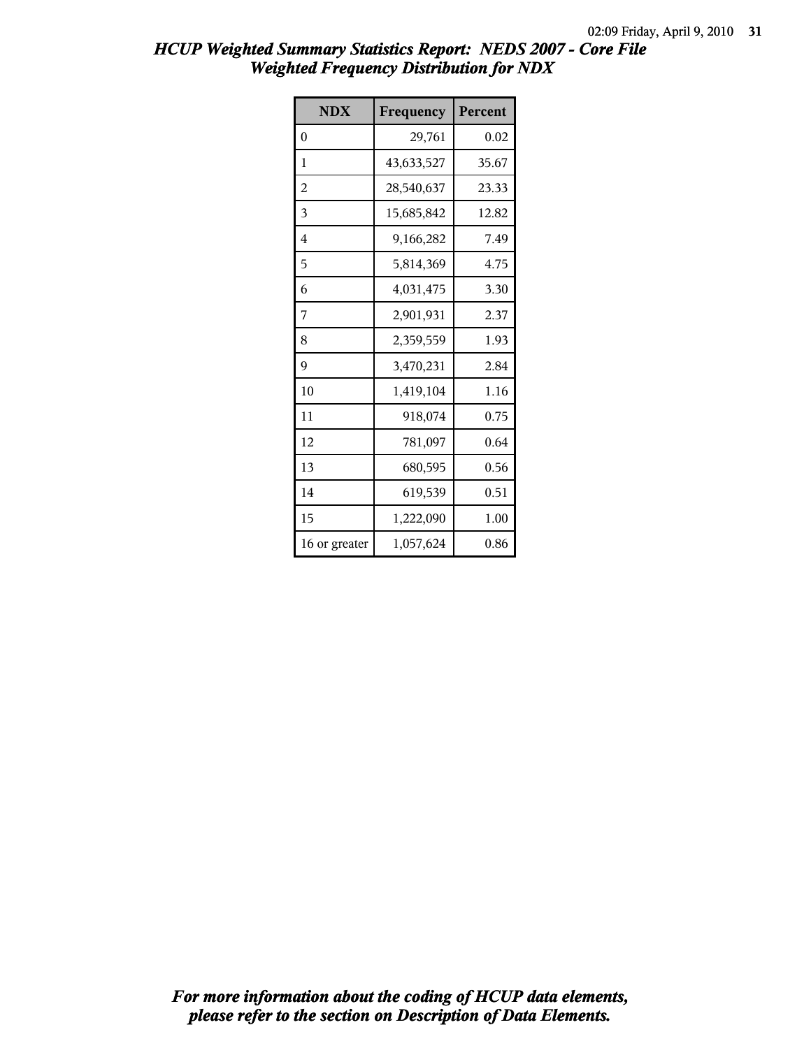# *HCUP Weighted Summary Statistics Report: NEDS 2007 - Core File*
## *Weighted Frequency Distribution for NDX*

| NDX | Frequency | Percent |
|---|---|---|
| 0 | 29,761 | 0.02 |
| 1 | 43,633,527 | 35.67 |
| 2 | 28,540,637 | 23.33 |
| 3 | 15,685,842 | 12.82 |
| 4 | 9,166,282 | 7.49 |
| 5 | 5,814,369 | 4.75 |
| 6 | 4,031,475 | 3.30 |
| 7 | 2,901,931 | 2.37 |
| 8 | 2,359,559 | 1.93 |
| 9 | 3,470,231 | 2.84 |
| 10 | 1,419,104 | 1.16 |
| 11 | 918,074 | 0.75 |
| 12 | 781,097 | 0.64 |
| 13 | 680,595 | 0.56 |
| 14 | 619,539 | 0.51 |
| 15 | 1,222,090 | 1.00 |
| 16 or greater | 1,057,624 | 0.86 |

***For more information about the coding of HCUP data elements, please refer to the section on Description of Data Elements.***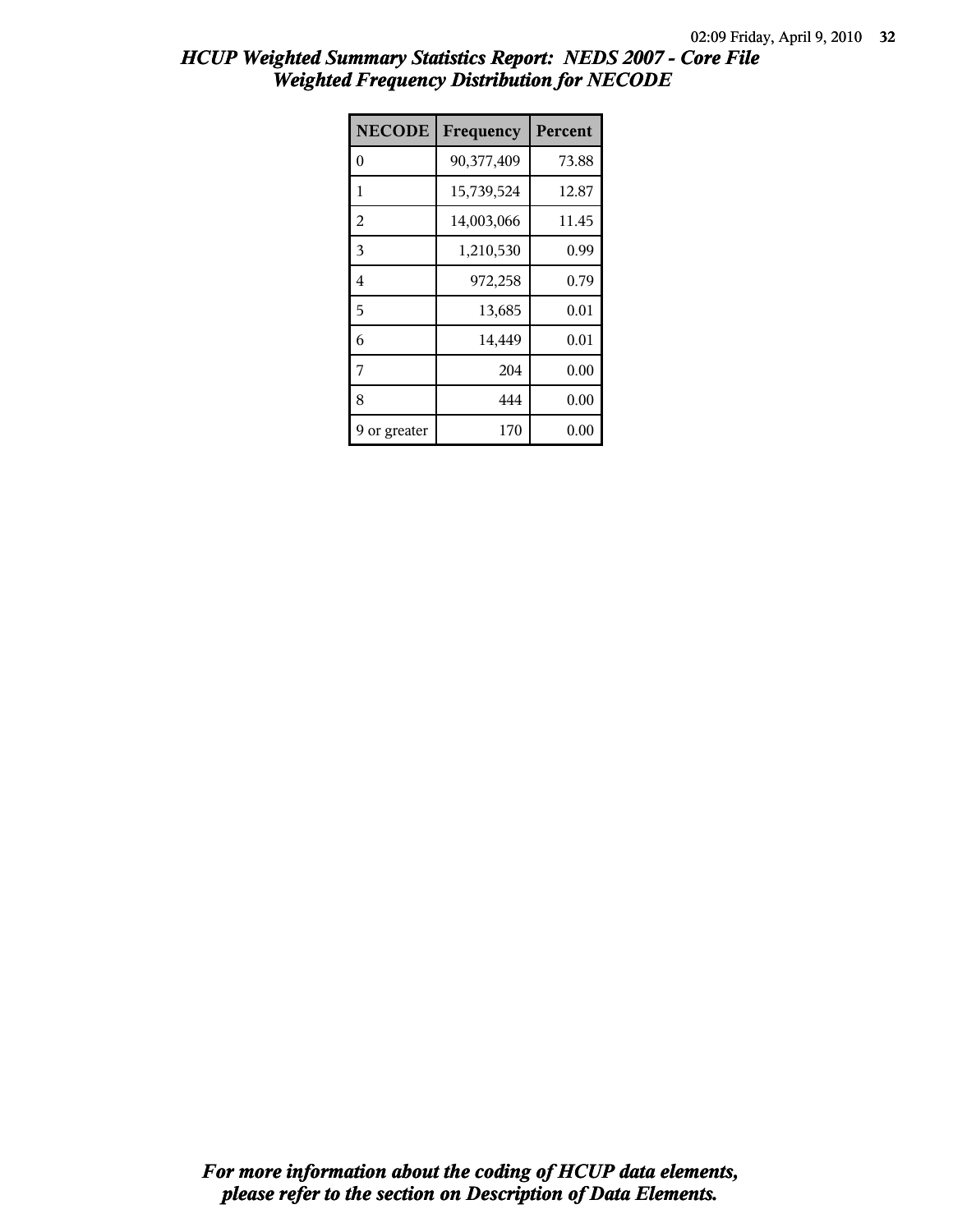# HCUP Weighted Summary Statistics Report: NEDS 2007 - Core File
## Weighted Frequency Distribution for NECODE

| NECODE | Frequency | Percent |
|---|---|---|
| 0 | 90,377,409 | 73.88 |
| 1 | 15,739,524 | 12.87 |
| 2 | 14,003,066 | 11.45 |
| 3 | 1,210,530 | 0.99 |
| 4 | 972,258 | 0.79 |
| 5 | 13,685 | 0.01 |
| 6 | 14,449 | 0.01 |
| 7 | 204 | 0.00 |
| 8 | 444 | 0.00 |
| 9 or greater | 170 | 0.00 |

***For more information about the coding of HCUP data elements, please refer to the section on Description of Data Elements.***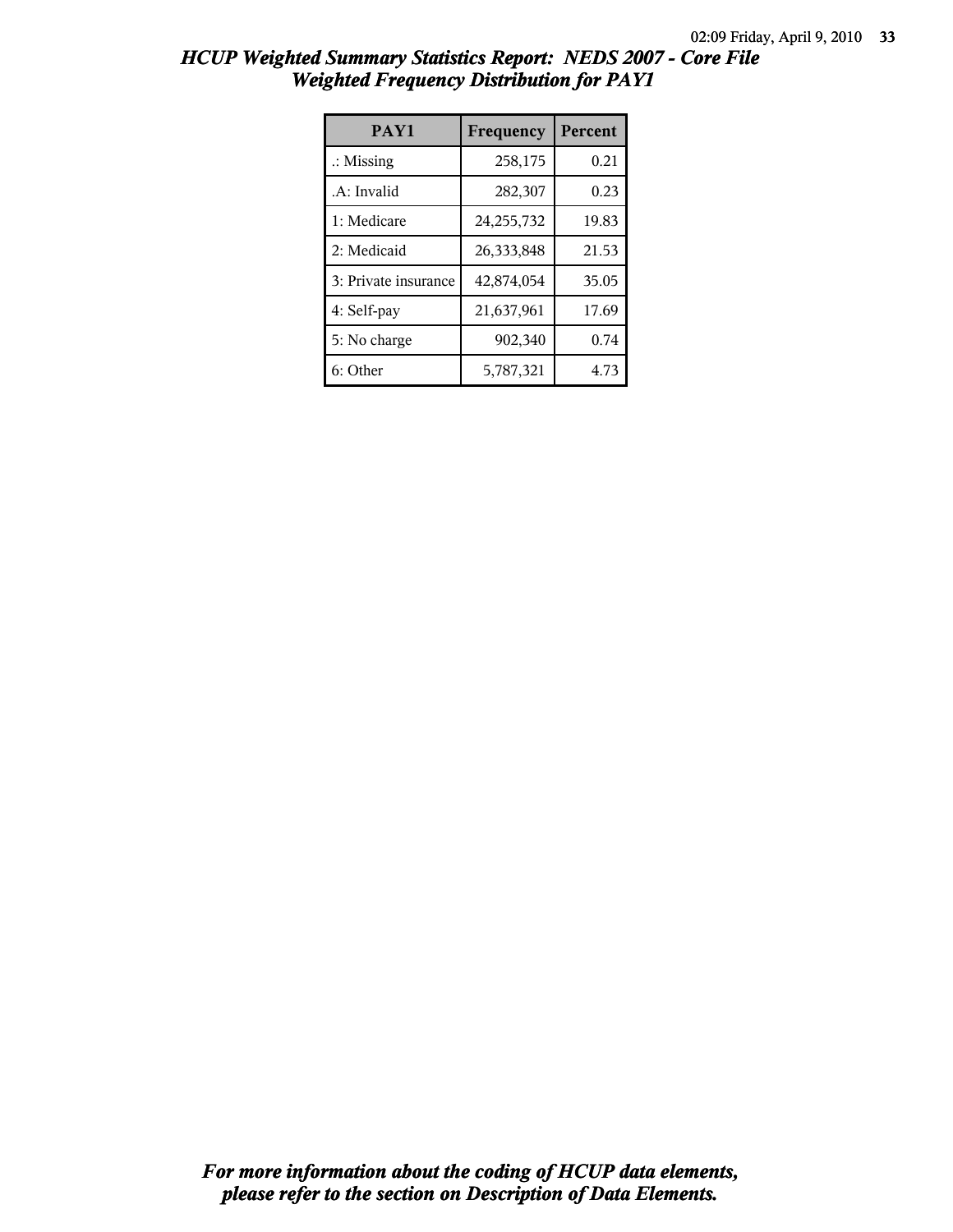## *HCUP Weighted Summary Statistics Report: NEDS 2007 - Core File*
## *Weighted Frequency Distribution for PAY1*

| PAY1 | Frequency | Percent |
|---|---|---|
| .: Missing | 258,175 | 0.21 |
| .A: Invalid | 282,307 | 0.23 |
| 1: Medicare | 24,255,732 | 19.83 |
| 2: Medicaid | 26,333,848 | 21.53 |
| 3: Private insurance | 42,874,054 | 35.05 |
| 4: Self-pay | 21,637,961 | 17.69 |
| 5: No charge | 902,340 | 0.74 |
| 6: Other | 5,787,321 | 4.73 |

***For more information about the coding of HCUP data elements, please refer to the section on Description of Data Elements.***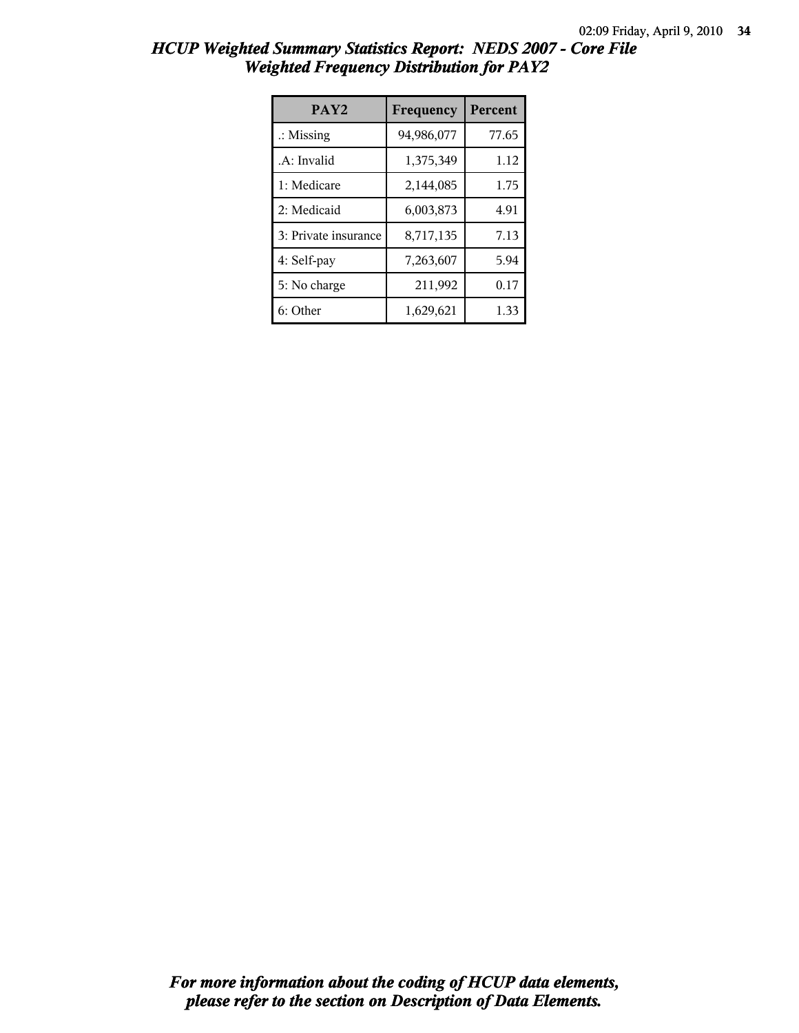# *HCUP Weighted Summary Statistics Report: NEDS 2007 - Core File*
## *Weighted Frequency Distribution for PAY2*

| PAY2 | Frequency | Percent |
|---|---|---|
| .: Missing | 94,986,077 | 77.65 |
| .A: Invalid | 1,375,349 | 1.12 |
| 1: Medicare | 2,144,085 | 1.75 |
| 2: Medicaid | 6,003,873 | 4.91 |
| 3: Private insurance | 8,717,135 | 7.13 |
| 4: Self-pay | 7,263,607 | 5.94 |
| 5: No charge | 211,992 | 0.17 |
| 6: Other | 1,629,621 | 1.33 |

***For more information about the coding of HCUP data elements, please refer to the section on Description of Data Elements.***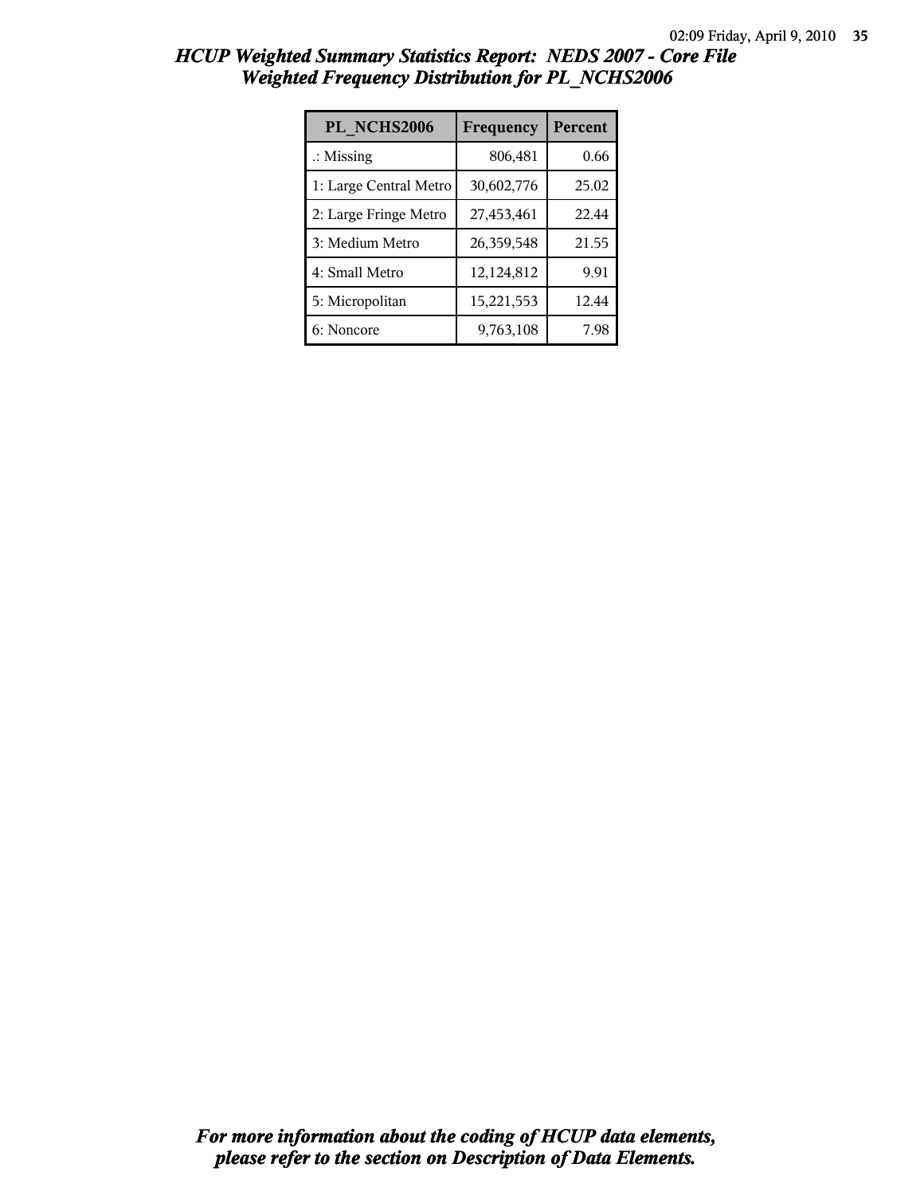# HCUP Weighted Summary Statistics Report: NEDS 2007 - Core File
## Weighted Frequency Distribution for PL_NCHS2006

| PL_NCHS2006 | Frequency | Percent |
|---|---|---|
| .: Missing | 806,481 | 0.66 |
| 1: Large Central Metro | 30,602,776 | 25.02 |
| 2: Large Fringe Metro | 27,453,461 | 22.44 |
| 3: Medium Metro | 26,359,548 | 21.55 |
| 4: Small Metro | 12,124,812 | 9.91 |
| 5: Micropolitan | 15,221,553 | 12.44 |
| 6: Noncore | 9,763,108 | 7.98 |

***For more information about the coding of HCUP data elements, please refer to the section on Description of Data Elements.***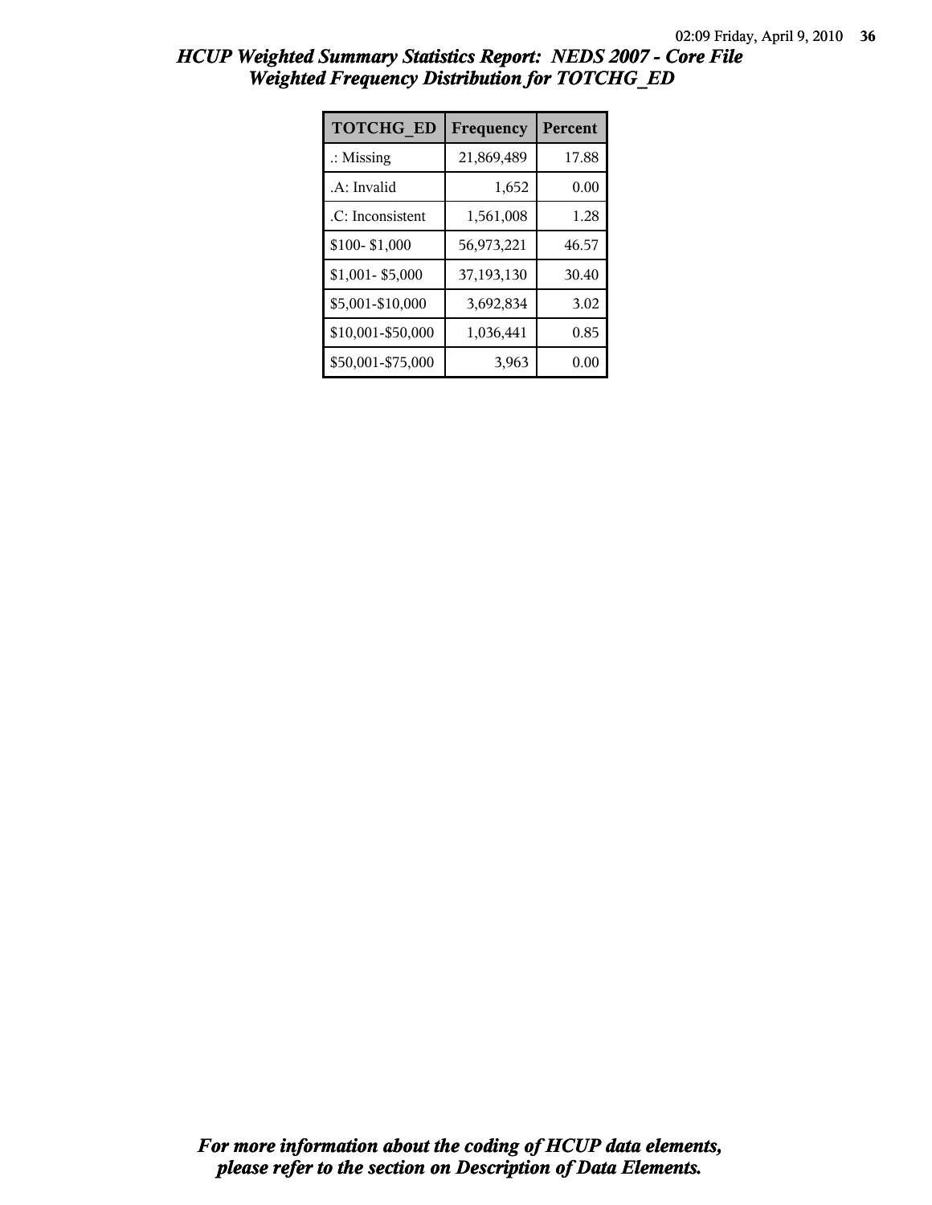# HCUP Weighted Summary Statistics Report: NEDS 2007 - Core File

## Weighted Frequency Distribution for TOTCHG_ED

| TOTCHG_ED | Frequency | Percent |
|---|---|---|
| .: Missing | 21,869,489 | 17.88 |
| .A: Invalid | 1,652 | 0.00 |
| .C: Inconsistent | 1,561,008 | 1.28 |
| $100- $1,000 | 56,973,221 | 46.57 |
| $1,001- $5,000 | 37,193,130 | 30.40 |
| $5,001-$10,000 | 3,692,834 | 3.02 |
| $10,001-$50,000 | 1,036,441 | 0.85 |
| $50,001-$75,000 | 3,963 | 0.00 |

***For more information about the coding of HCUP data elements, please refer to the section on Description of Data Elements.***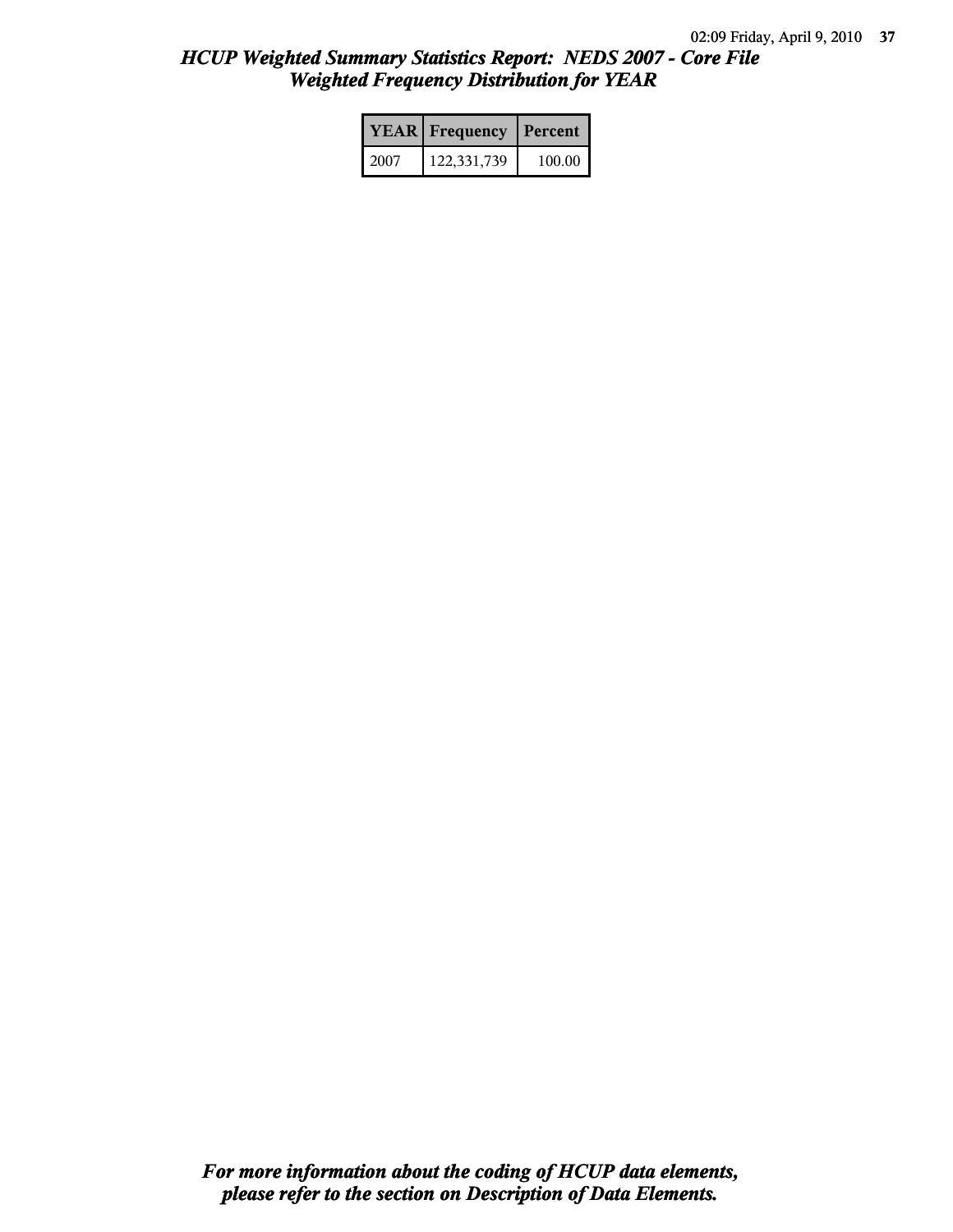# *HCUP Weighted Summary Statistics Report: NEDS 2007 - Core File*
## *Weighted Frequency Distribution for YEAR*

| YEAR | Frequency | Percent |
|---|---|---|
| 2007 | 122,331,739 | 100.00 |

***For more information about the coding of HCUP data elements, please refer to the section on Description of Data Elements.***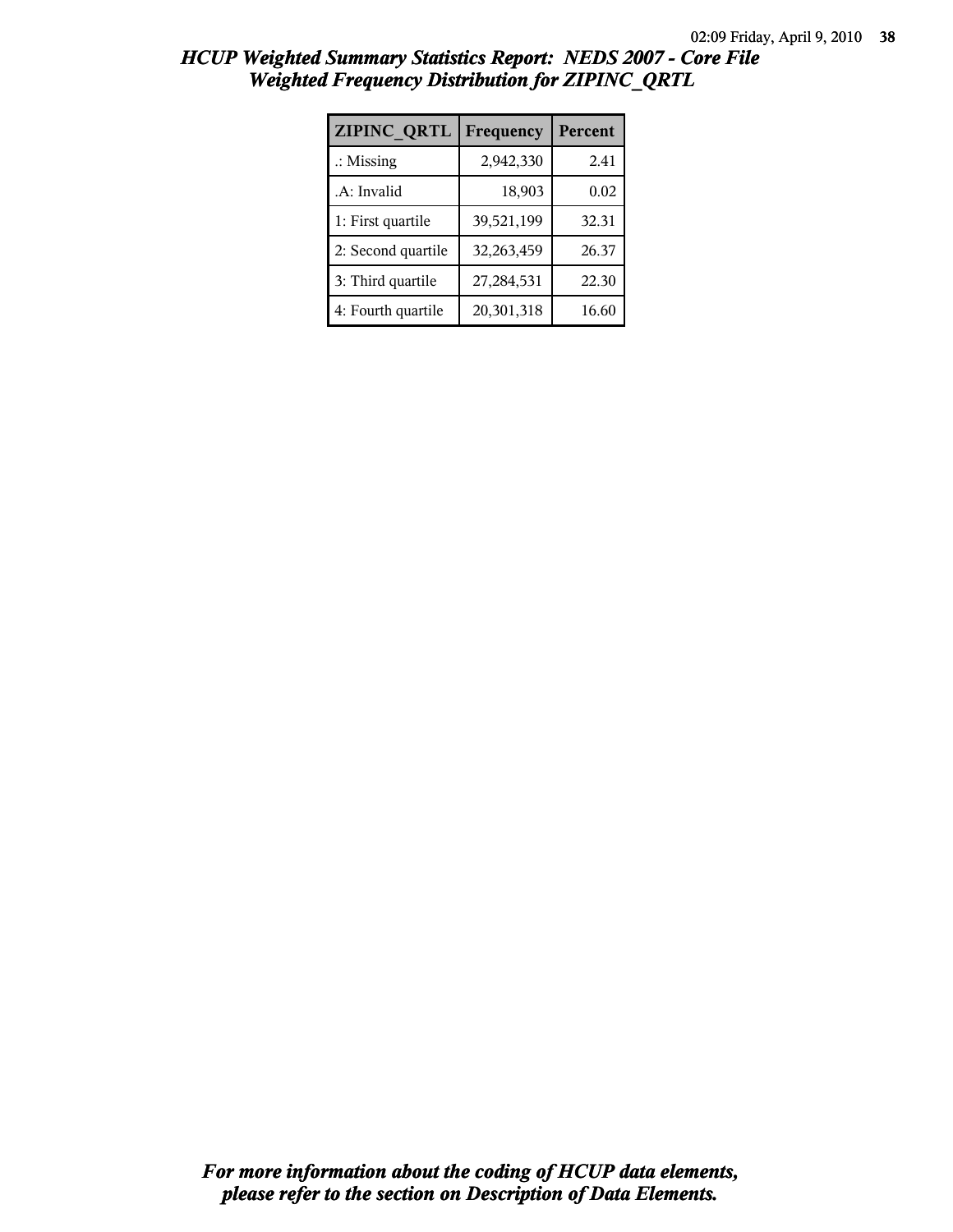# HCUP Weighted Summary Statistics Report: NEDS 2007 - Core File
## Weighted Frequency Distribution for ZIPINC_QRTL

| ZIPINC_QRTL | Frequency | Percent |
|---|---|---|
| .: Missing | 2,942,330 | 2.41 |
| .A: Invalid | 18,903 | 0.02 |
| 1: First quartile | 39,521,199 | 32.31 |
| 2: Second quartile | 32,263,459 | 26.37 |
| 3: Third quartile | 27,284,531 | 22.30 |
| 4: Fourth quartile | 20,301,318 | 16.60 |

***For more information about the coding of HCUP data elements, please refer to the section on Description of Data Elements.***